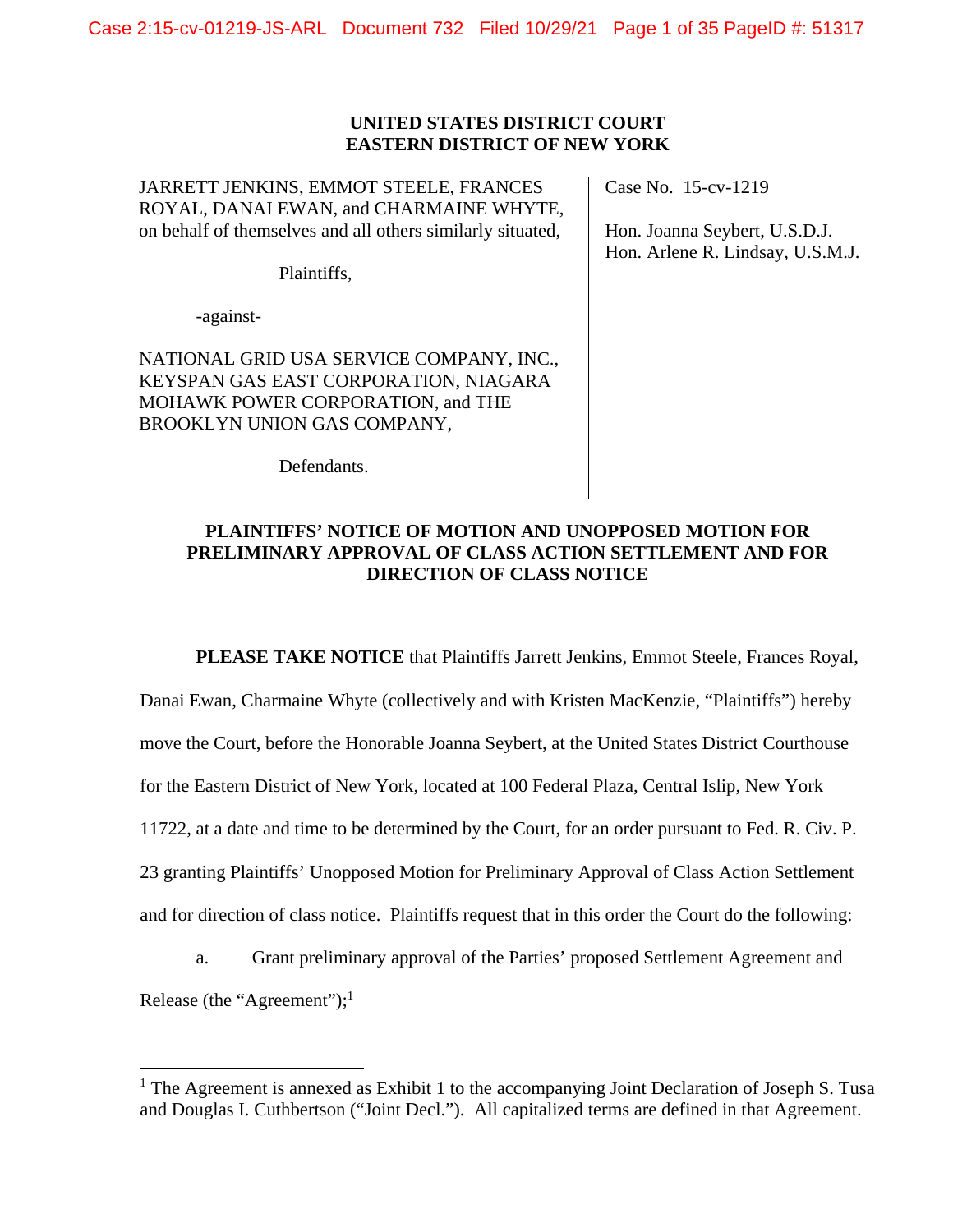**UNITED STATES DISTRICT COURT**
**EASTERN DISTRICT OF NEW YORK**

JARRETT JENKINS, EMMOT STEELE, FRANCES ROYAL, DANAI EWAN, and CHARMAINE WHYTE, on behalf of themselves and all others similarly situated,

Plaintiffs,

-against-

NATIONAL GRID USA SERVICE COMPANY, INC., KEYSPAN GAS EAST CORPORATION, NIAGARA MOHAWK POWER CORPORATION, and THE BROOKLYN UNION GAS COMPANY,

Defendants.

Case No. 15-cv-1219

Hon. Joanna Seybert, U.S.D.J.
Hon. Arlene R. Lindsay, U.S.M.J.

**PLAINTIFFS' NOTICE OF MOTION AND UNOPPOSED MOTION FOR PRELIMINARY APPROVAL OF CLASS ACTION SETTLEMENT AND FOR DIRECTION OF CLASS NOTICE**

**PLEASE TAKE NOTICE** that Plaintiffs Jarrett Jenkins, Emmot Steele, Frances Royal, Danai Ewan, Charmaine Whyte (collectively and with Kristen MacKenzie, "Plaintiffs") hereby move the Court, before the Honorable Joanna Seybert, at the United States District Courthouse for the Eastern District of New York, located at 100 Federal Plaza, Central Islip, New York 11722, at a date and time to be determined by the Court, for an order pursuant to Fed. R. Civ. P. 23 granting Plaintiffs' Unopposed Motion for Preliminary Approval of Class Action Settlement and for direction of class notice. Plaintiffs request that in this order the Court do the following:

a. Grant preliminary approval of the Parties' proposed Settlement Agreement and Release (the "Agreement");[1]

[1] The Agreement is annexed as Exhibit 1 to the accompanying Joint Declaration of Joseph S. Tusa and Douglas I. Cuthbertson ("Joint Decl."). All capitalized terms are defined in that Agreement.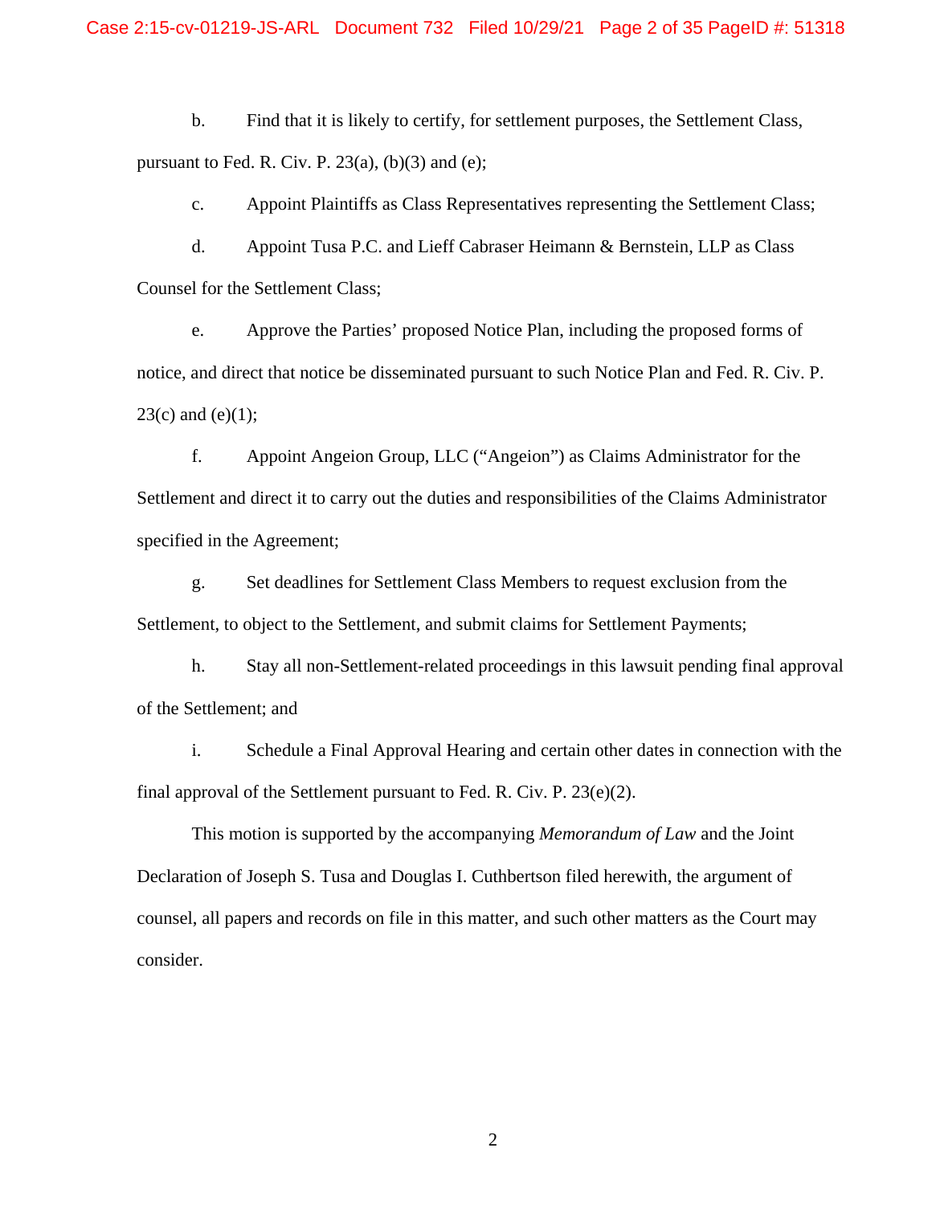b. Find that it is likely to certify, for settlement purposes, the Settlement Class, pursuant to Fed. R. Civ. P. 23(a), (b)(3) and (e);

c. Appoint Plaintiffs as Class Representatives representing the Settlement Class;

d. Appoint Tusa P.C. and Lieff Cabraser Heimann & Bernstein, LLP as Class Counsel for the Settlement Class;

e. Approve the Parties' proposed Notice Plan, including the proposed forms of notice, and direct that notice be disseminated pursuant to such Notice Plan and Fed. R. Civ. P. 23(c) and (e)(1);

f. Appoint Angeion Group, LLC ("Angeion") as Claims Administrator for the Settlement and direct it to carry out the duties and responsibilities of the Claims Administrator specified in the Agreement;

g. Set deadlines for Settlement Class Members to request exclusion from the Settlement, to object to the Settlement, and submit claims for Settlement Payments;

h. Stay all non-Settlement-related proceedings in this lawsuit pending final approval of the Settlement; and

i. Schedule a Final Approval Hearing and certain other dates in connection with the final approval of the Settlement pursuant to Fed. R. Civ. P. 23(e)(2).

This motion is supported by the accompanying *Memorandum of Law* and the Joint Declaration of Joseph S. Tusa and Douglas I. Cuthbertson filed herewith, the argument of counsel, all papers and records on file in this matter, and such other matters as the Court may consider.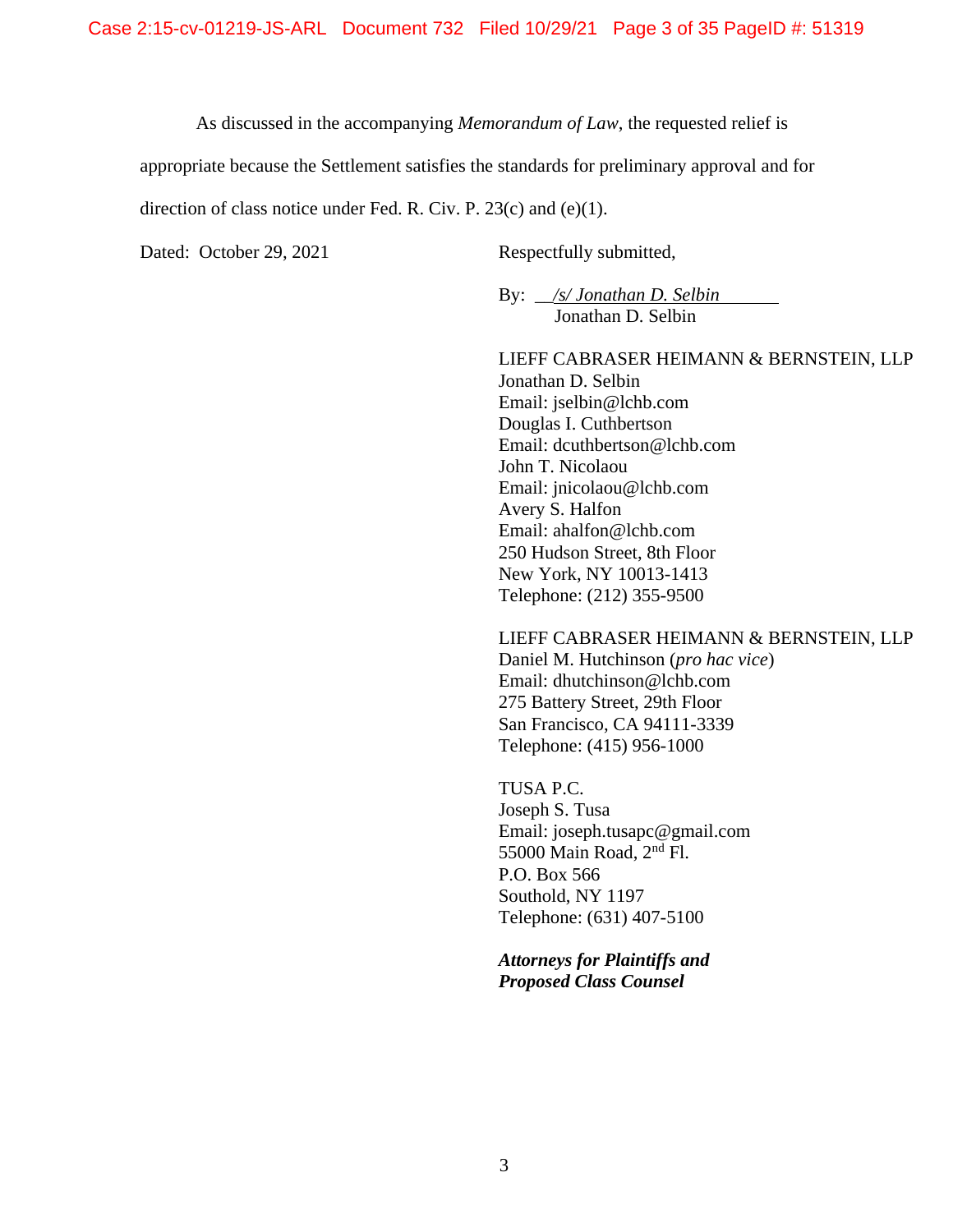As discussed in the accompanying *Memorandum of Law*, the requested relief is appropriate because the Settlement satisfies the standards for preliminary approval and for direction of class notice under Fed. R. Civ. P. 23(c) and (e)(1).

Dated: October 29, 2021

Respectfully submitted,

By: *__/s/ Jonathan D. Selbin_______*
Jonathan D. Selbin

LIEFF CABRASER HEIMANN & BERNSTEIN, LLP
Jonathan D. Selbin
Email: jselbin@lchb.com
Douglas I. Cuthbertson
Email: dcuthbertson@lchb.com
John T. Nicolaou
Email: jnicolaou@lchb.com
Avery S. Halfon
Email: ahalfon@lchb.com
250 Hudson Street, 8th Floor
New York, NY 10013-1413
Telephone: (212) 355-9500

LIEFF CABRASER HEIMANN & BERNSTEIN, LLP
Daniel M. Hutchinson (*pro hac vice*)
Email: dhutchinson@lchb.com
275 Battery Street, 29th Floor
San Francisco, CA 94111-3339
Telephone: (415) 956-1000

TUSA P.C.
Joseph S. Tusa
Email: joseph.tusapc@gmail.com
55000 Main Road, 2nd Fl.
P.O. Box 566
Southold, NY 1197
Telephone: (631) 407-5100

***Attorneys for Plaintiffs and Proposed Class Counsel***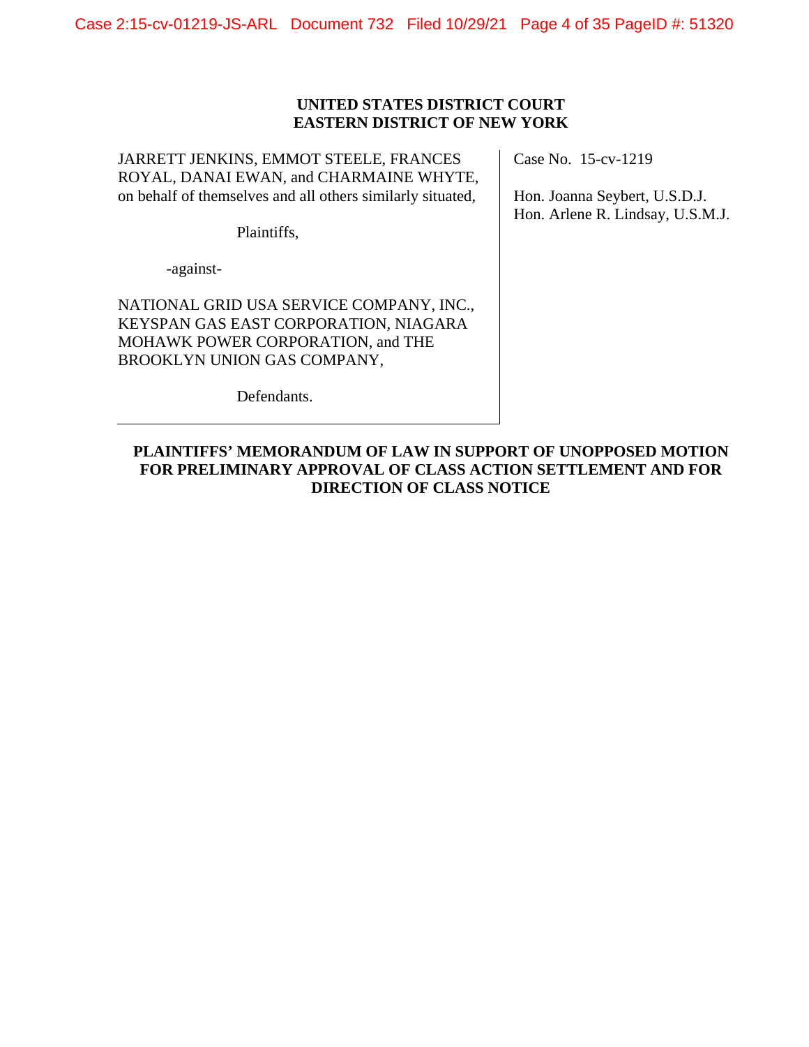**UNITED STATES DISTRICT COURT**
**EASTERN DISTRICT OF NEW YORK**

JARRETT JENKINS, EMMOT STEELE, FRANCES ROYAL, DANAI EWAN, and CHARMAINE WHYTE, on behalf of themselves and all others similarly situated,

Plaintiffs,

-against-

NATIONAL GRID USA SERVICE COMPANY, INC., KEYSPAN GAS EAST CORPORATION, NIAGARA MOHAWK POWER CORPORATION, and THE BROOKLYN UNION GAS COMPANY,

Defendants.

Case No. 15-cv-1219

Hon. Joanna Seybert, U.S.D.J.
Hon. Arlene R. Lindsay, U.S.M.J.

**PLAINTIFFS' MEMORANDUM OF LAW IN SUPPORT OF UNOPPOSED MOTION FOR PRELIMINARY APPROVAL OF CLASS ACTION SETTLEMENT AND FOR DIRECTION OF CLASS NOTICE**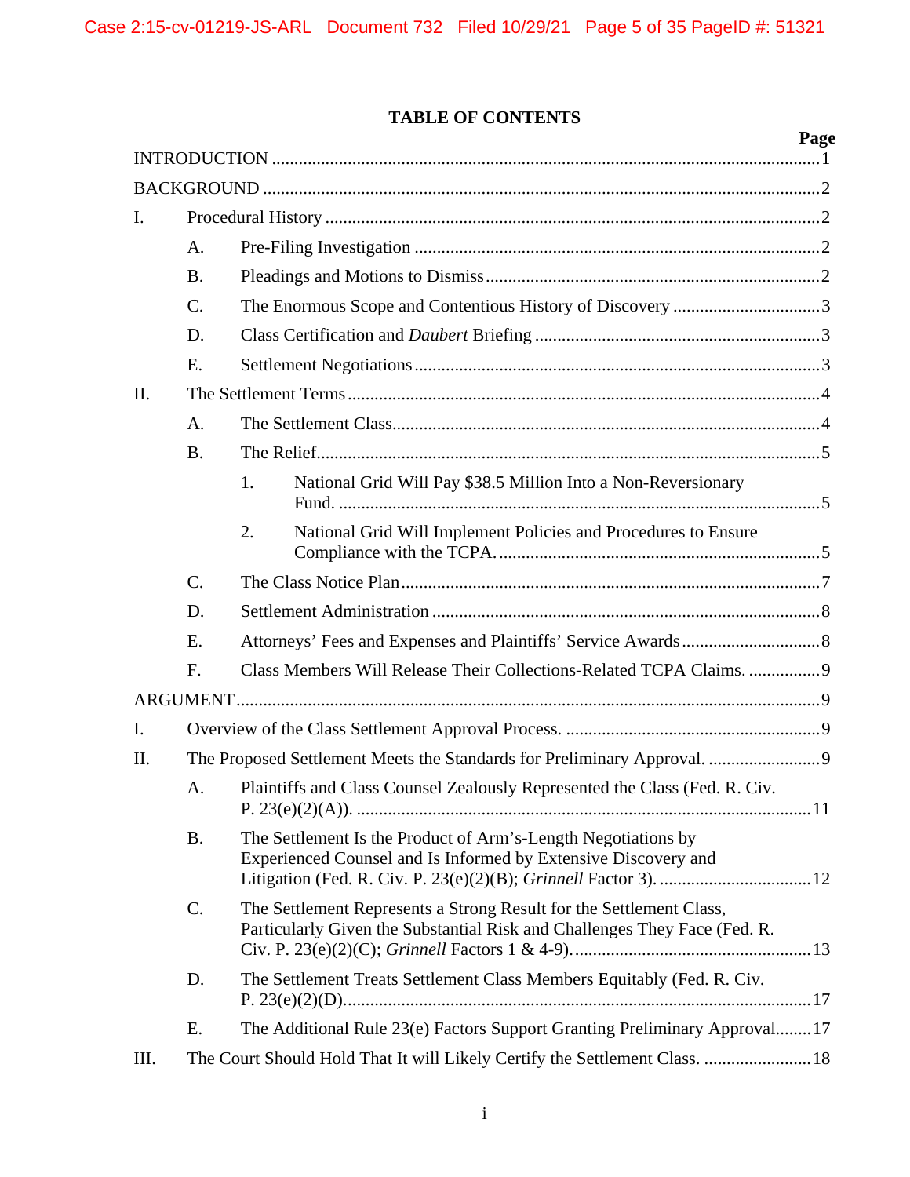# TABLE OF CONTENTS

| | Page |
|---|---|
| INTRODUCTION | 1 |
| BACKGROUND | 2 |
| I. Procedural History | 2 |
| A. Pre-Filing Investigation | 2 |
| B. Pleadings and Motions to Dismiss | 2 |
| C. The Enormous Scope and Contentious History of Discovery | 3 |
| D. Class Certification and *Daubert* Briefing | 3 |
| E. Settlement Negotiations | 3 |
| II. The Settlement Terms | 4 |
| A. The Settlement Class | 4 |
| B. The Relief | 5 |
| 1. National Grid Will Pay $38.5 Million Into a Non-Reversionary Fund. | 5 |
| 2. National Grid Will Implement Policies and Procedures to Ensure Compliance with the TCPA. | 5 |
| C. The Class Notice Plan | 7 |
| D. Settlement Administration | 8 |
| E. Attorneys' Fees and Expenses and Plaintiffs' Service Awards | 8 |
| F. Class Members Will Release Their Collections-Related TCPA Claims. | 9 |
| ARGUMENT | 9 |
| I. Overview of the Class Settlement Approval Process. | 9 |
| II. The Proposed Settlement Meets the Standards for Preliminary Approval. | 9 |
| A. Plaintiffs and Class Counsel Zealously Represented the Class (Fed. R. Civ. P. 23(e)(2)(A)). | 11 |
| B. The Settlement Is the Product of Arm's-Length Negotiations by Experienced Counsel and Is Informed by Extensive Discovery and Litigation (Fed. R. Civ. P. 23(e)(2)(B); *Grinnell* Factor 3). | 12 |
| C. The Settlement Represents a Strong Result for the Settlement Class, Particularly Given the Substantial Risk and Challenges They Face (Fed. R. Civ. P. 23(e)(2)(C); *Grinnell* Factors 1 & 4-9). | 13 |
| D. The Settlement Treats Settlement Class Members Equitably (Fed. R. Civ. P. 23(e)(2)(D). | 17 |
| E. The Additional Rule 23(e) Factors Support Granting Preliminary Approval | 17 |
| III. The Court Should Hold That It will Likely Certify the Settlement Class. | 18 |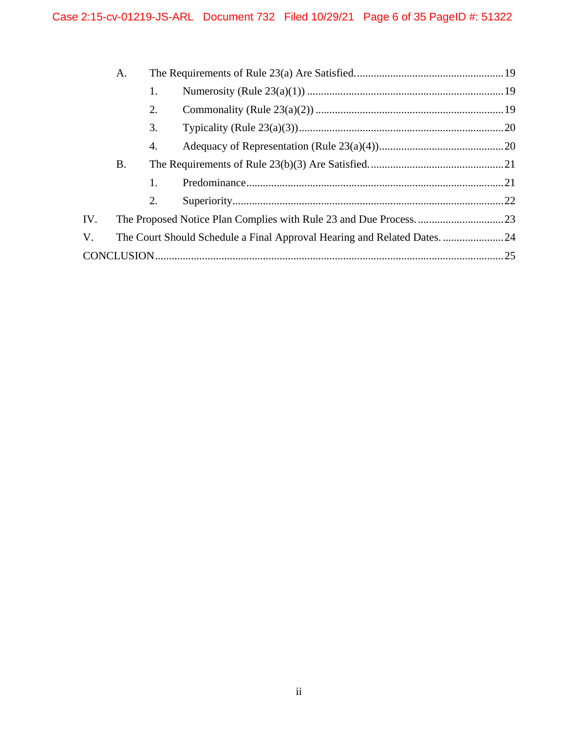- A. The Requirements of Rule 23(a) Are Satisfied. .......... 19
  - 1. Numerosity (Rule 23(a)(1)) .......... 19
  - 2. Commonality (Rule 23(a)(2)) .......... 19
  - 3. Typicality (Rule 23(a)(3)) .......... 20
  - 4. Adequacy of Representation (Rule 23(a)(4)) .......... 20
- B. The Requirements of Rule 23(b)(3) Are Satisfied. .......... 21
  - 1. Predominance .......... 21
  - 2. Superiority .......... 22

IV. The Proposed Notice Plan Complies with Rule 23 and Due Process. .......... 23

V. The Court Should Schedule a Final Approval Hearing and Related Dates. .......... 24

CONCLUSION .......... 25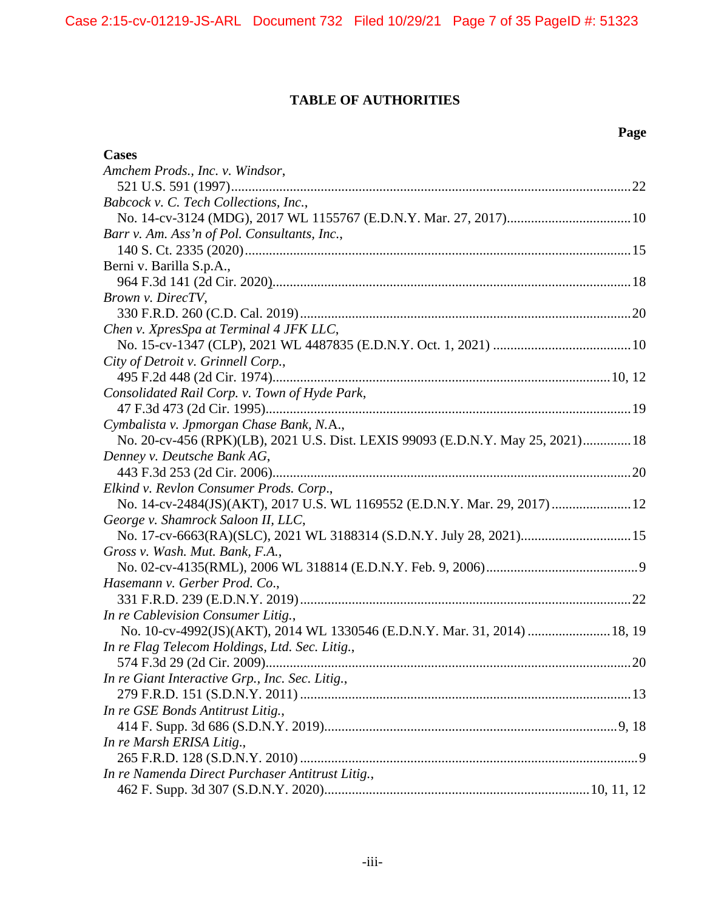# TABLE OF AUTHORITIES

**Page**

**Cases**

*Amchem Prods., Inc. v. Windsor*,
521 U.S. 591 (1997) ... 22

*Babcock v. C. Tech Collections, Inc.*,
No. 14-cv-3124 (MDG), 2017 WL 1155767 (E.D.N.Y. Mar. 27, 2017) ... 10

*Barr v. Am. Ass'n of Pol. Consultants, Inc.*,
140 S. Ct. 2335 (2020) ... 15

Berni v. Barilla S.p.A.,
964 F.3d 141 (2d Cir. 2020) ... 18

*Brown v. DirecTV*,
330 F.R.D. 260 (C.D. Cal. 2019) ... 20

*Chen v. XpresSpa at Terminal 4 JFK LLC*,
No. 15-cv-1347 (CLP), 2021 WL 4487835 (E.D.N.Y. Oct. 1, 2021) ... 10

*City of Detroit v. Grinnell Corp.*,
495 F.2d 448 (2d Cir. 1974) ... 10, 12

*Consolidated Rail Corp. v. Town of Hyde Park*,
47 F.3d 473 (2d Cir. 1995) ... 19

*Cymbalista v. Jpmorgan Chase Bank, N*.A.,
No. 20-cv-456 (RPK)(LB), 2021 U.S. Dist. LEXIS 99093 (E.D.N.Y. May 25, 2021) ... 18

*Denney v. Deutsche Bank AG*,
443 F.3d 253 (2d Cir. 2006) ... 20

*Elkind v. Revlon Consumer Prods. Corp*.,
No. 14-cv-2484(JS)(AKT), 2017 U.S. WL 1169552 (E.D.N.Y. Mar. 29, 2017) ... 12

*George v. Shamrock Saloon II, LLC*,
No. 17-cv-6663(RA)(SLC), 2021 WL 3188314 (S.D.N.Y. July 28, 2021) ... 15

*Gross v. Wash. Mut. Bank, F.A.*,
No. 02-cv-4135(RML), 2006 WL 318814 (E.D.N.Y. Feb. 9, 2006) ... 9

*Hasemann v. Gerber Prod. Co.*,
331 F.R.D. 239 (E.D.N.Y. 2019) ... 22

*In re Cablevision Consumer Litig.*,
No. 10-cv-4992(JS)(AKT), 2014 WL 1330546 (E.D.N.Y. Mar. 31, 2014) ... 18, 19

*In re Flag Telecom Holdings, Ltd. Sec. Litig.*,
574 F.3d 29 (2d Cir. 2009) ... 20

*In re Giant Interactive Grp., Inc. Sec. Litig.*,
279 F.R.D. 151 (S.D.N.Y. 2011) ... 13

*In re GSE Bonds Antitrust Litig.*,
414 F. Supp. 3d 686 (S.D.N.Y. 2019) ... 9, 18

*In re Marsh ERISA Litig.*,
265 F.R.D. 128 (S.D.N.Y. 2010) ... 9

*In re Namenda Direct Purchaser Antitrust Litig.*,
462 F. Supp. 3d 307 (S.D.N.Y. 2020) ... 10, 11, 12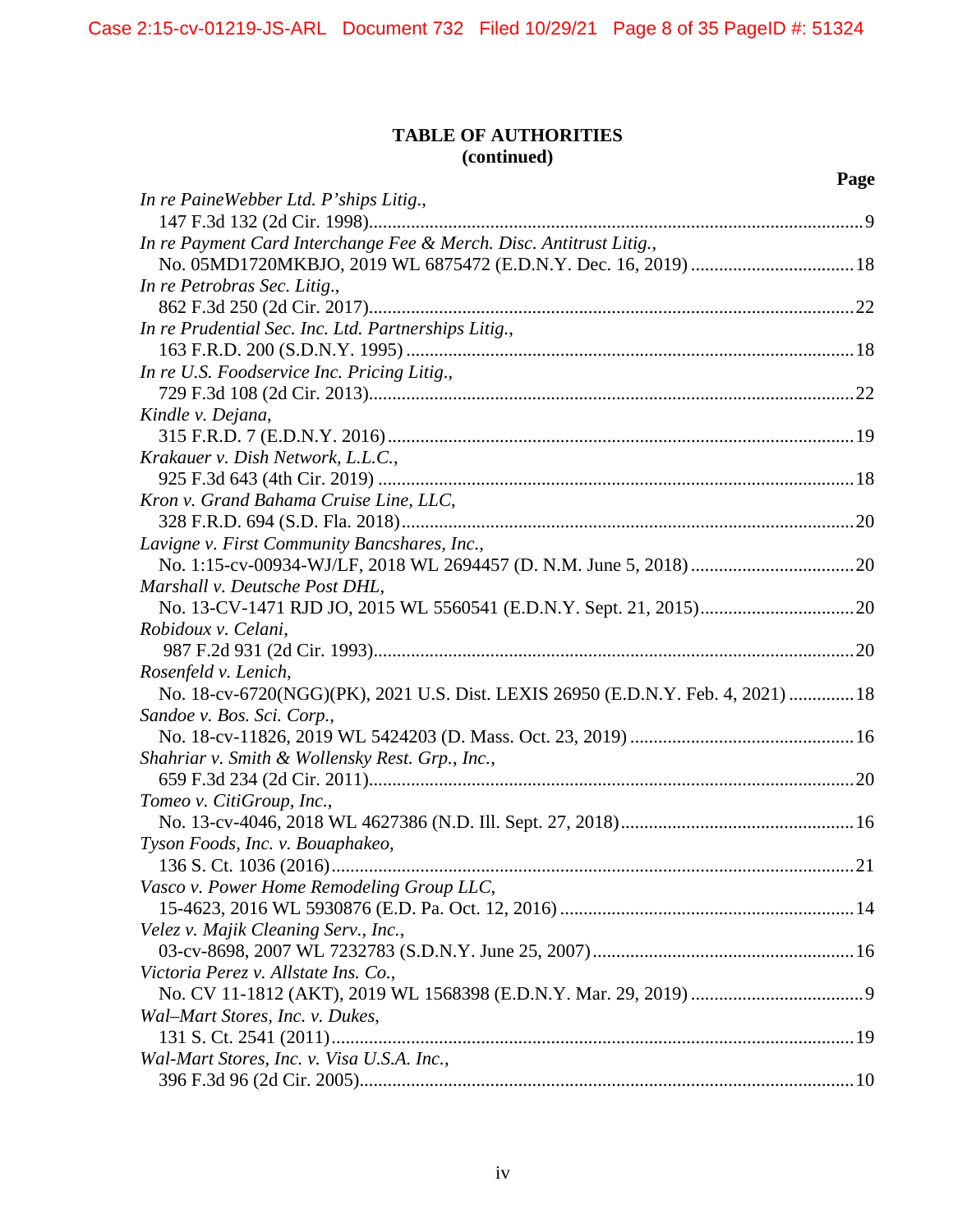## TABLE OF AUTHORITIES
## (continued)

**Page**

*In re PaineWebber Ltd. P'ships Litig.*,
147 F.3d 132 (2d Cir. 1998).....9

*In re Payment Card Interchange Fee & Merch. Disc. Antitrust Litig.*,
No. 05MD1720MKBJO, 2019 WL 6875472 (E.D.N.Y. Dec. 16, 2019).....18

*In re Petrobras Sec. Litig.*,
862 F.3d 250 (2d Cir. 2017).....22

*In re Prudential Sec. Inc. Ltd. Partnerships Litig.*,
163 F.R.D. 200 (S.D.N.Y. 1995).....18

*In re U.S. Foodservice Inc. Pricing Litig.*,
729 F.3d 108 (2d Cir. 2013).....22

*Kindle v. Dejana*,
315 F.R.D. 7 (E.D.N.Y. 2016).....19

*Krakauer v. Dish Network, L.L.C.*,
925 F.3d 643 (4th Cir. 2019).....18

*Kron v. Grand Bahama Cruise Line, LLC*,
328 F.R.D. 694 (S.D. Fla. 2018).....20

*Lavigne v. First Community Bancshares, Inc.*,
No. 1:15-cv-00934-WJ/LF, 2018 WL 2694457 (D. N.M. June 5, 2018).....20

*Marshall v. Deutsche Post DHL*,
No. 13-CV-1471 RJD JO, 2015 WL 5560541 (E.D.N.Y. Sept. 21, 2015).....20

*Robidoux v. Celani*,
987 F.2d 931 (2d Cir. 1993).....20

*Rosenfeld v. Lenich*,
No. 18-cv-6720(NGG)(PK), 2021 U.S. Dist. LEXIS 26950 (E.D.N.Y. Feb. 4, 2021).....18

*Sandoe v. Bos. Sci. Corp.*,
No. 18-cv-11826, 2019 WL 5424203 (D. Mass. Oct. 23, 2019).....16

*Shahriar v. Smith & Wollensky Rest. Grp., Inc.*,
659 F.3d 234 (2d Cir. 2011).....20

*Tomeo v. CitiGroup, Inc.*,
No. 13-cv-4046, 2018 WL 4627386 (N.D. Ill. Sept. 27, 2018).....16

*Tyson Foods, Inc. v. Bouaphakeo*,
136 S. Ct. 1036 (2016).....21

*Vasco v. Power Home Remodeling Group LLC*,
15-4623, 2016 WL 5930876 (E.D. Pa. Oct. 12, 2016).....14

*Velez v. Majik Cleaning Serv., Inc.*,
03-cv-8698, 2007 WL 7232783 (S.D.N.Y. June 25, 2007).....16

*Victoria Perez v. Allstate Ins. Co.*,
No. CV 11-1812 (AKT), 2019 WL 1568398 (E.D.N.Y. Mar. 29, 2019).....9

*Wal–Mart Stores, Inc. v. Dukes*,
131 S. Ct. 2541 (2011).....19

*Wal-Mart Stores, Inc. v. Visa U.S.A. Inc.*,
396 F.3d 96 (2d Cir. 2005).....10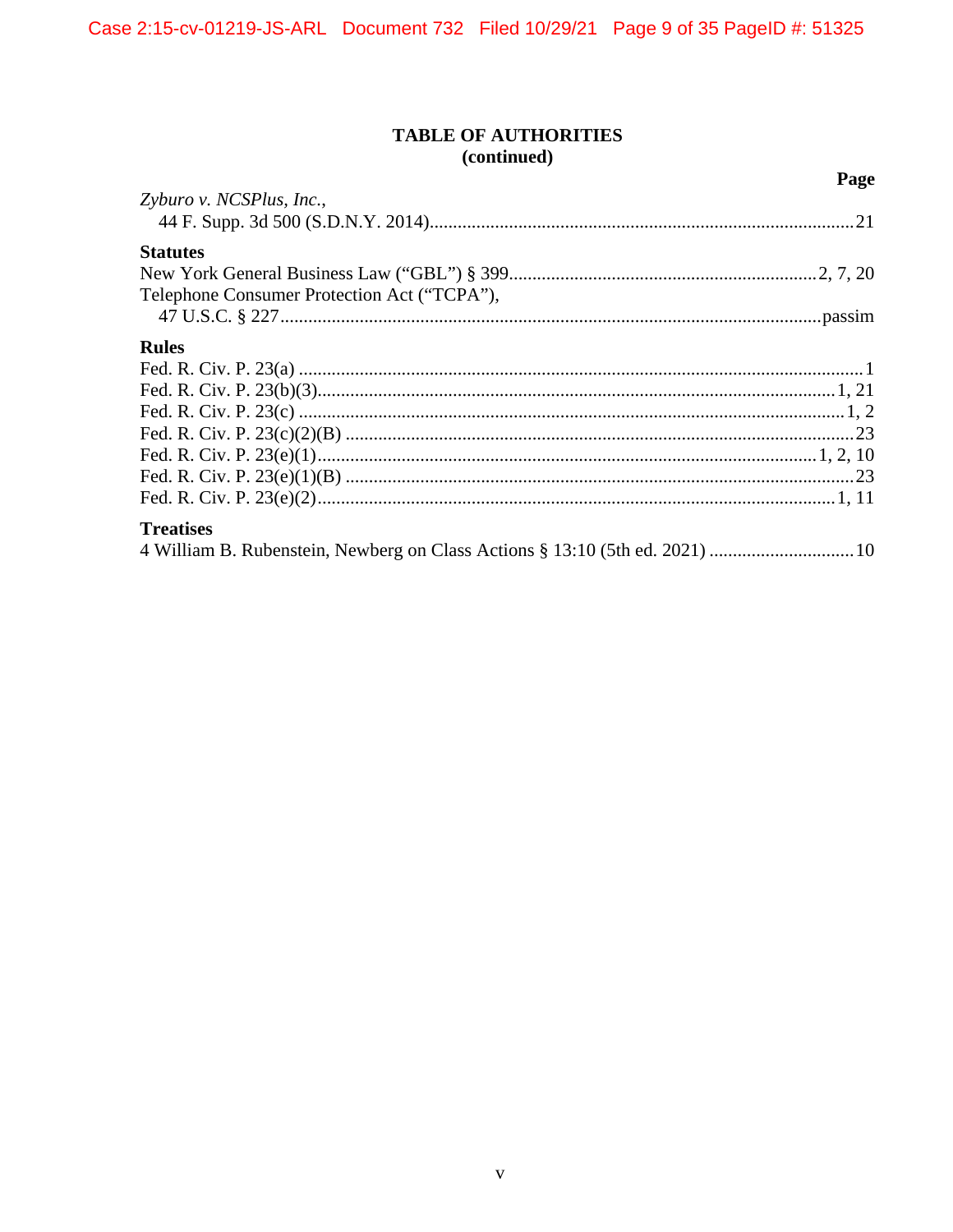## TABLE OF AUTHORITIES
## (continued)

**Page**

*Zyburo v. NCSPlus, Inc.*,
44 F. Supp. 3d 500 (S.D.N.Y. 2014)...........................................................................................21

**Statutes**

New York General Business Law ("GBL") § 399..................................................................2, 7, 20

Telephone Consumer Protection Act ("TCPA"),
47 U.S.C. § 227....................................................................................................................passim

**Rules**

Fed. R. Civ. P. 23(a) .........................................................................................................................1

Fed. R. Civ. P. 23(b)(3)..............................................................................................................1, 21

Fed. R. Civ. P. 23(c) ....................................................................................................................1, 2

Fed. R. Civ. P. 23(c)(2)(B) .............................................................................................................23

Fed. R. Civ. P. 23(e)(1)...........................................................................................................1, 2, 10

Fed. R. Civ. P. 23(e)(1)(B) .............................................................................................................23

Fed. R. Civ. P. 23(e)(2)..............................................................................................................1, 11

**Treatises**

4 William B. Rubenstein, Newberg on Class Actions § 13:10 (5th ed. 2021) ...............................10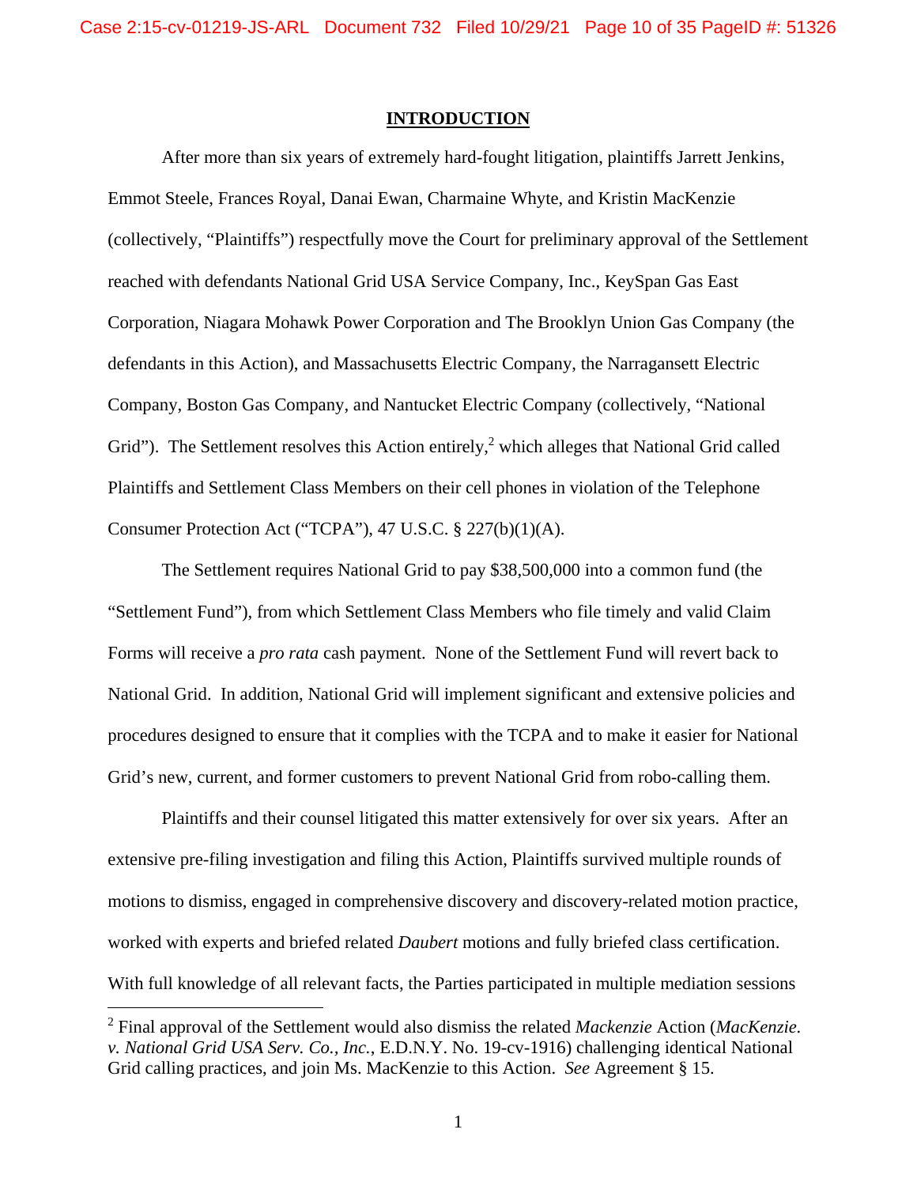## INTRODUCTION

After more than six years of extremely hard-fought litigation, plaintiffs Jarrett Jenkins, Emmot Steele, Frances Royal, Danai Ewan, Charmaine Whyte, and Kristin MacKenzie (collectively, "Plaintiffs") respectfully move the Court for preliminary approval of the Settlement reached with defendants National Grid USA Service Company, Inc., KeySpan Gas East Corporation, Niagara Mohawk Power Corporation and The Brooklyn Union Gas Company (the defendants in this Action), and Massachusetts Electric Company, the Narragansett Electric Company, Boston Gas Company, and Nantucket Electric Company (collectively, "National Grid"). The Settlement resolves this Action entirely,[2] which alleges that National Grid called Plaintiffs and Settlement Class Members on their cell phones in violation of the Telephone Consumer Protection Act ("TCPA"), 47 U.S.C. § 227(b)(1)(A).

The Settlement requires National Grid to pay $38,500,000 into a common fund (the "Settlement Fund"), from which Settlement Class Members who file timely and valid Claim Forms will receive a *pro rata* cash payment. None of the Settlement Fund will revert back to National Grid. In addition, National Grid will implement significant and extensive policies and procedures designed to ensure that it complies with the TCPA and to make it easier for National Grid's new, current, and former customers to prevent National Grid from robo-calling them.

Plaintiffs and their counsel litigated this matter extensively for over six years. After an extensive pre-filing investigation and filing this Action, Plaintiffs survived multiple rounds of motions to dismiss, engaged in comprehensive discovery and discovery-related motion practice, worked with experts and briefed related *Daubert* motions and fully briefed class certification. With full knowledge of all relevant facts, the Parties participated in multiple mediation sessions

---

[2] Final approval of the Settlement would also dismiss the related *Mackenzie* Action (*MacKenzie. v. National Grid USA Serv. Co., Inc.*, E.D.N.Y. No. 19-cv-1916) challenging identical National Grid calling practices, and join Ms. MacKenzie to this Action. *See* Agreement § 15.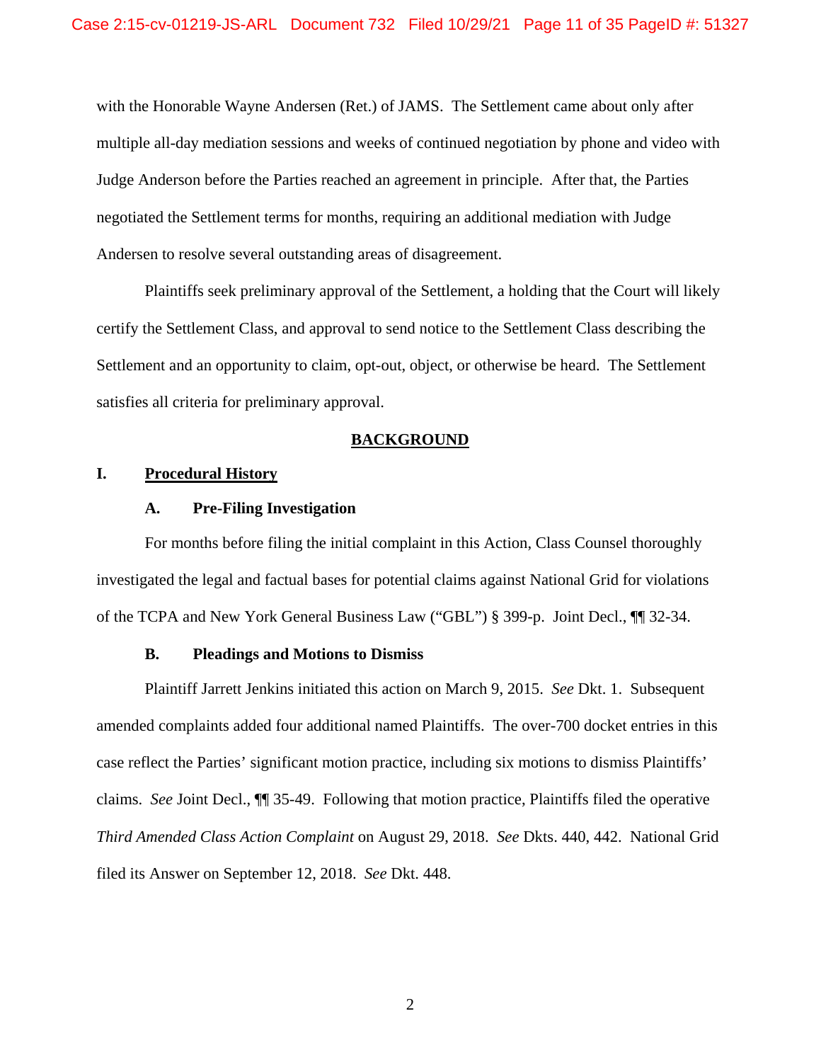with the Honorable Wayne Andersen (Ret.) of JAMS. The Settlement came about only after multiple all-day mediation sessions and weeks of continued negotiation by phone and video with Judge Anderson before the Parties reached an agreement in principle. After that, the Parties negotiated the Settlement terms for months, requiring an additional mediation with Judge Andersen to resolve several outstanding areas of disagreement.

Plaintiffs seek preliminary approval of the Settlement, a holding that the Court will likely certify the Settlement Class, and approval to send notice to the Settlement Class describing the Settlement and an opportunity to claim, opt-out, object, or otherwise be heard. The Settlement satisfies all criteria for preliminary approval.

# BACKGROUND

## I. Procedural History

### A. Pre-Filing Investigation

For months before filing the initial complaint in this Action, Class Counsel thoroughly investigated the legal and factual bases for potential claims against National Grid for violations of the TCPA and New York General Business Law ("GBL") § 399-p. Joint Decl., ¶¶ 32-34.

### B. Pleadings and Motions to Dismiss

Plaintiff Jarrett Jenkins initiated this action on March 9, 2015. *See* Dkt. 1. Subsequent amended complaints added four additional named Plaintiffs. The over-700 docket entries in this case reflect the Parties' significant motion practice, including six motions to dismiss Plaintiffs' claims. *See* Joint Decl., ¶¶ 35-49. Following that motion practice, Plaintiffs filed the operative *Third Amended Class Action Complaint* on August 29, 2018. *See* Dkts. 440, 442. National Grid filed its Answer on September 12, 2018. *See* Dkt. 448.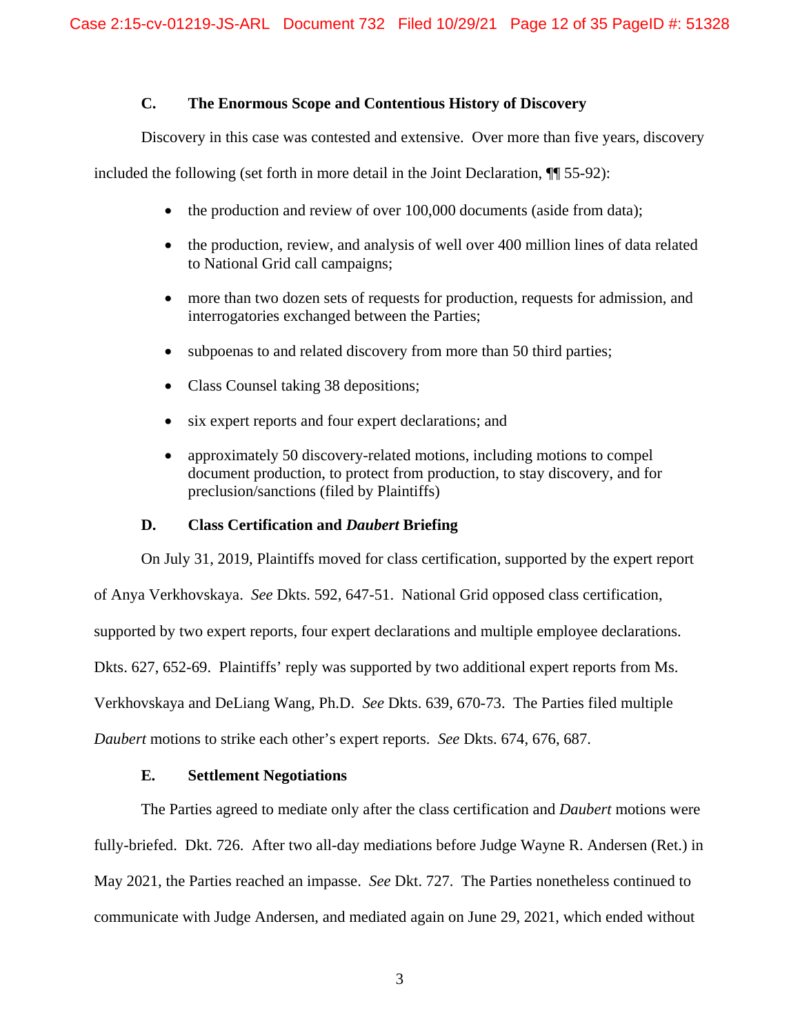### C. The Enormous Scope and Contentious History of Discovery

Discovery in this case was contested and extensive. Over more than five years, discovery included the following (set forth in more detail in the Joint Declaration, ¶¶ 55-92):

- the production and review of over 100,000 documents (aside from data);
- the production, review, and analysis of well over 400 million lines of data related to National Grid call campaigns;
- more than two dozen sets of requests for production, requests for admission, and interrogatories exchanged between the Parties;
- subpoenas to and related discovery from more than 50 third parties;
- Class Counsel taking 38 depositions;
- six expert reports and four expert declarations; and
- approximately 50 discovery-related motions, including motions to compel document production, to protect from production, to stay discovery, and for preclusion/sanctions (filed by Plaintiffs)

### D. Class Certification and *Daubert* Briefing

On July 31, 2019, Plaintiffs moved for class certification, supported by the expert report of Anya Verkhovskaya. *See* Dkts. 592, 647-51. National Grid opposed class certification, supported by two expert reports, four expert declarations and multiple employee declarations. Dkts. 627, 652-69. Plaintiffs' reply was supported by two additional expert reports from Ms. Verkhovskaya and DeLiang Wang, Ph.D. *See* Dkts. 639, 670-73. The Parties filed multiple *Daubert* motions to strike each other's expert reports. *See* Dkts. 674, 676, 687.

### E. Settlement Negotiations

The Parties agreed to mediate only after the class certification and *Daubert* motions were fully-briefed. Dkt. 726. After two all-day mediations before Judge Wayne R. Andersen (Ret.) in May 2021, the Parties reached an impasse. *See* Dkt. 727. The Parties nonetheless continued to communicate with Judge Andersen, and mediated again on June 29, 2021, which ended without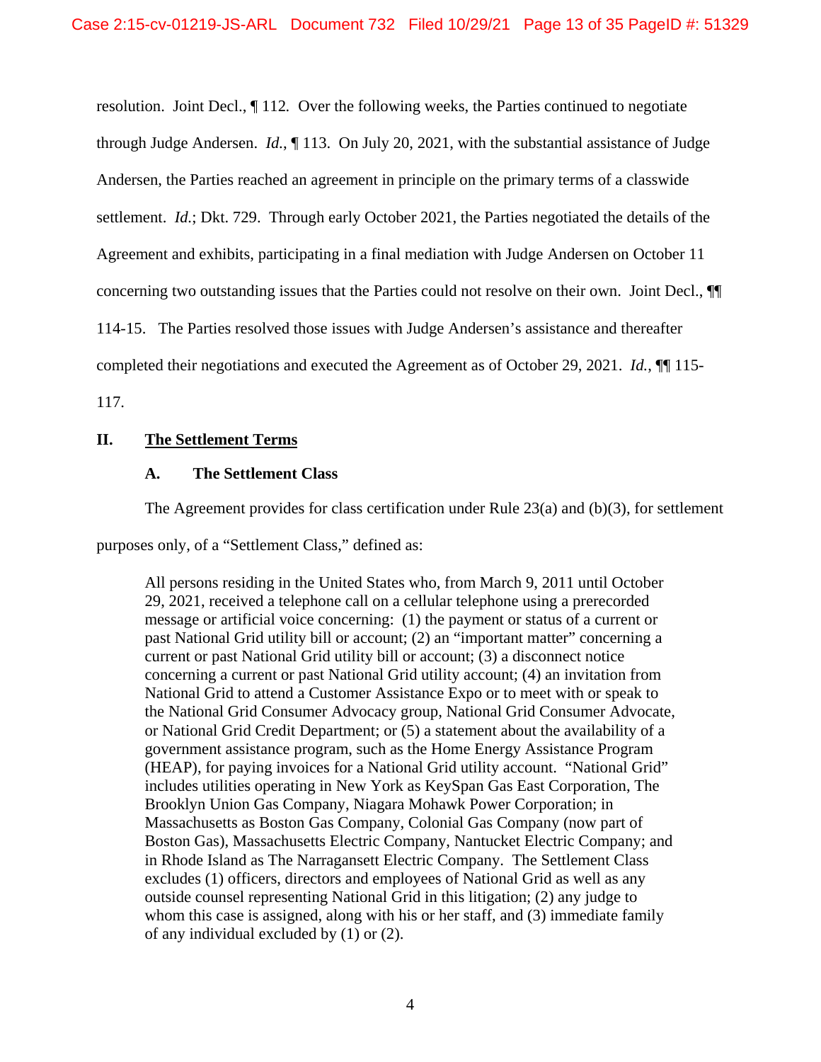resolution. Joint Decl., ¶ 112. Over the following weeks, the Parties continued to negotiate through Judge Andersen. *Id.*, ¶ 113. On July 20, 2021, with the substantial assistance of Judge Andersen, the Parties reached an agreement in principle on the primary terms of a classwide settlement. *Id.*; Dkt. 729. Through early October 2021, the Parties negotiated the details of the Agreement and exhibits, participating in a final mediation with Judge Andersen on October 11 concerning two outstanding issues that the Parties could not resolve on their own. Joint Decl., ¶¶ 114-15. The Parties resolved those issues with Judge Andersen's assistance and thereafter completed their negotiations and executed the Agreement as of October 29, 2021. *Id.*, ¶¶ 115-117.

## II. <u>The Settlement Terms</u>

### A. The Settlement Class

The Agreement provides for class certification under Rule 23(a) and (b)(3), for settlement purposes only, of a "Settlement Class," defined as:

> All persons residing in the United States who, from March 9, 2011 until October 29, 2021, received a telephone call on a cellular telephone using a prerecorded message or artificial voice concerning: (1) the payment or status of a current or past National Grid utility bill or account; (2) an "important matter" concerning a current or past National Grid utility bill or account; (3) a disconnect notice concerning a current or past National Grid utility account; (4) an invitation from National Grid to attend a Customer Assistance Expo or to meet with or speak to the National Grid Consumer Advocacy group, National Grid Consumer Advocate, or National Grid Credit Department; or (5) a statement about the availability of a government assistance program, such as the Home Energy Assistance Program (HEAP), for paying invoices for a National Grid utility account. "National Grid" includes utilities operating in New York as KeySpan Gas East Corporation, The Brooklyn Union Gas Company, Niagara Mohawk Power Corporation; in Massachusetts as Boston Gas Company, Colonial Gas Company (now part of Boston Gas), Massachusetts Electric Company, Nantucket Electric Company; and in Rhode Island as The Narragansett Electric Company. The Settlement Class excludes (1) officers, directors and employees of National Grid as well as any outside counsel representing National Grid in this litigation; (2) any judge to whom this case is assigned, along with his or her staff, and (3) immediate family of any individual excluded by (1) or (2).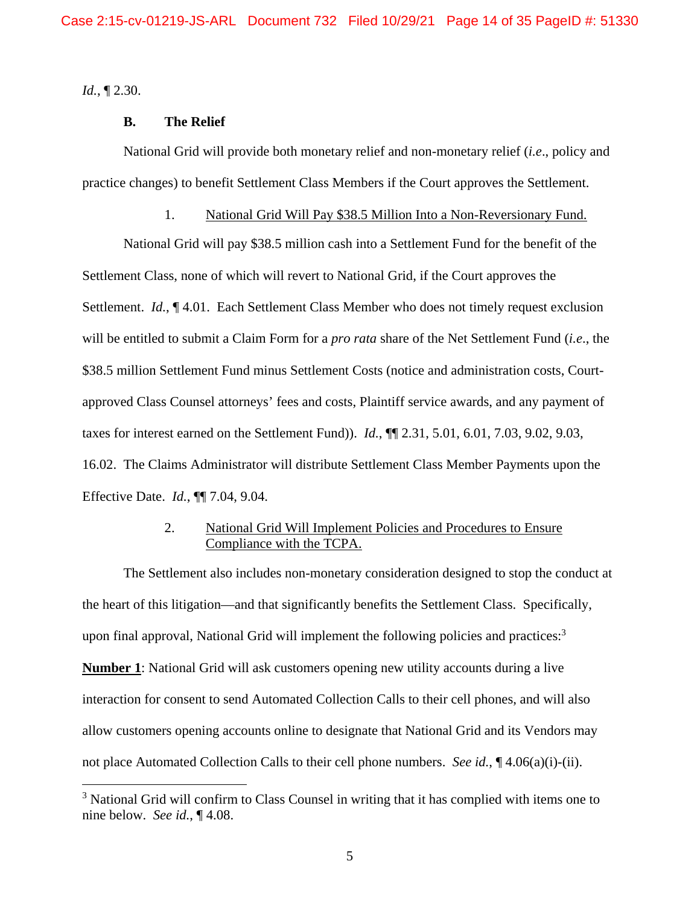*Id.*, ¶ 2.30.

### B. The Relief

National Grid will provide both monetary relief and non-monetary relief (*i.e*., policy and practice changes) to benefit Settlement Class Members if the Court approves the Settlement.

#### 1. National Grid Will Pay $38.5 Million Into a Non-Reversionary Fund.

National Grid will pay $38.5 million cash into a Settlement Fund for the benefit of the Settlement Class, none of which will revert to National Grid, if the Court approves the Settlement. *Id.*, ¶ 4.01. Each Settlement Class Member who does not timely request exclusion will be entitled to submit a Claim Form for a *pro rata* share of the Net Settlement Fund (*i.e*., the $38.5 million Settlement Fund minus Settlement Costs (notice and administration costs, Court-approved Class Counsel attorneys' fees and costs, Plaintiff service awards, and any payment of taxes for interest earned on the Settlement Fund)). *Id.*, ¶¶ 2.31, 5.01, 6.01, 7.03, 9.02, 9.03, 16.02. The Claims Administrator will distribute Settlement Class Member Payments upon the Effective Date. *Id.*, ¶¶ 7.04, 9.04.

#### 2. National Grid Will Implement Policies and Procedures to Ensure Compliance with the TCPA.

The Settlement also includes non-monetary consideration designed to stop the conduct at the heart of this litigation—and that significantly benefits the Settlement Class. Specifically, upon final approval, National Grid will implement the following policies and practices:[3]

**Number 1**: National Grid will ask customers opening new utility accounts during a live interaction for consent to send Automated Collection Calls to their cell phones, and will also allow customers opening accounts online to designate that National Grid and its Vendors may not place Automated Collection Calls to their cell phone numbers. *See id.*, ¶ 4.06(a)(i)-(ii).

[3] National Grid will confirm to Class Counsel in writing that it has complied with items one to nine below. *See id.*, ¶ 4.08.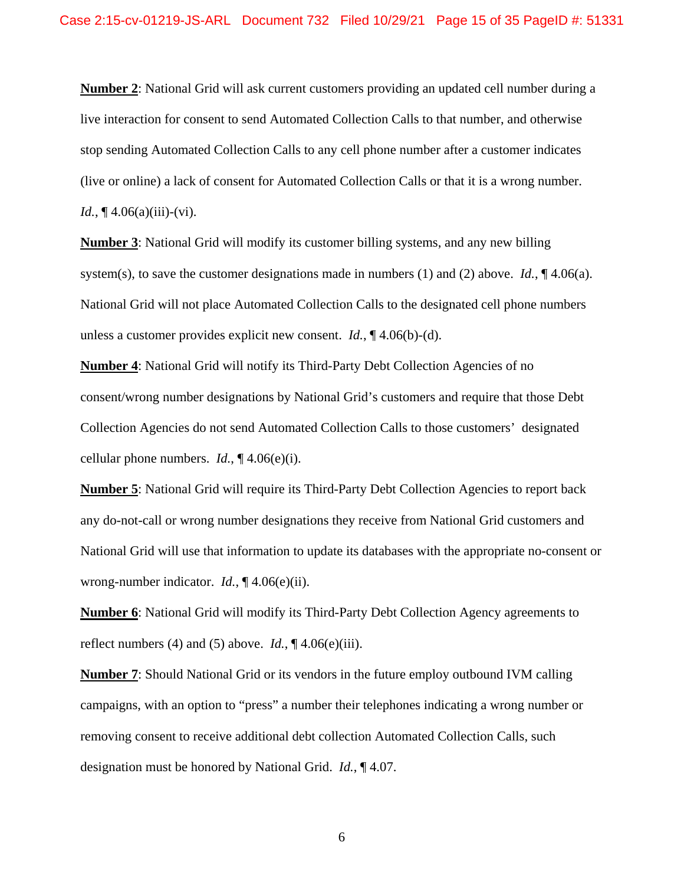**Number 2**: National Grid will ask current customers providing an updated cell number during a live interaction for consent to send Automated Collection Calls to that number, and otherwise stop sending Automated Collection Calls to any cell phone number after a customer indicates (live or online) a lack of consent for Automated Collection Calls or that it is a wrong number. *Id.*, ¶ 4.06(a)(iii)-(vi).

**Number 3**: National Grid will modify its customer billing systems, and any new billing system(s), to save the customer designations made in numbers (1) and (2) above. *Id.*, ¶ 4.06(a). National Grid will not place Automated Collection Calls to the designated cell phone numbers unless a customer provides explicit new consent. *Id.*, ¶ 4.06(b)-(d).

**Number 4**: National Grid will notify its Third-Party Debt Collection Agencies of no consent/wrong number designations by National Grid's customers and require that those Debt Collection Agencies do not send Automated Collection Calls to those customers' designated cellular phone numbers. *Id.*, ¶ 4.06(e)(i).

**Number 5**: National Grid will require its Third-Party Debt Collection Agencies to report back any do-not-call or wrong number designations they receive from National Grid customers and National Grid will use that information to update its databases with the appropriate no-consent or wrong-number indicator. *Id.*, ¶ 4.06(e)(ii).

**Number 6**: National Grid will modify its Third-Party Debt Collection Agency agreements to reflect numbers (4) and (5) above. *Id.*, ¶ 4.06(e)(iii).

**Number 7**: Should National Grid or its vendors in the future employ outbound IVM calling campaigns, with an option to "press" a number their telephones indicating a wrong number or removing consent to receive additional debt collection Automated Collection Calls, such designation must be honored by National Grid. *Id.*, ¶ 4.07.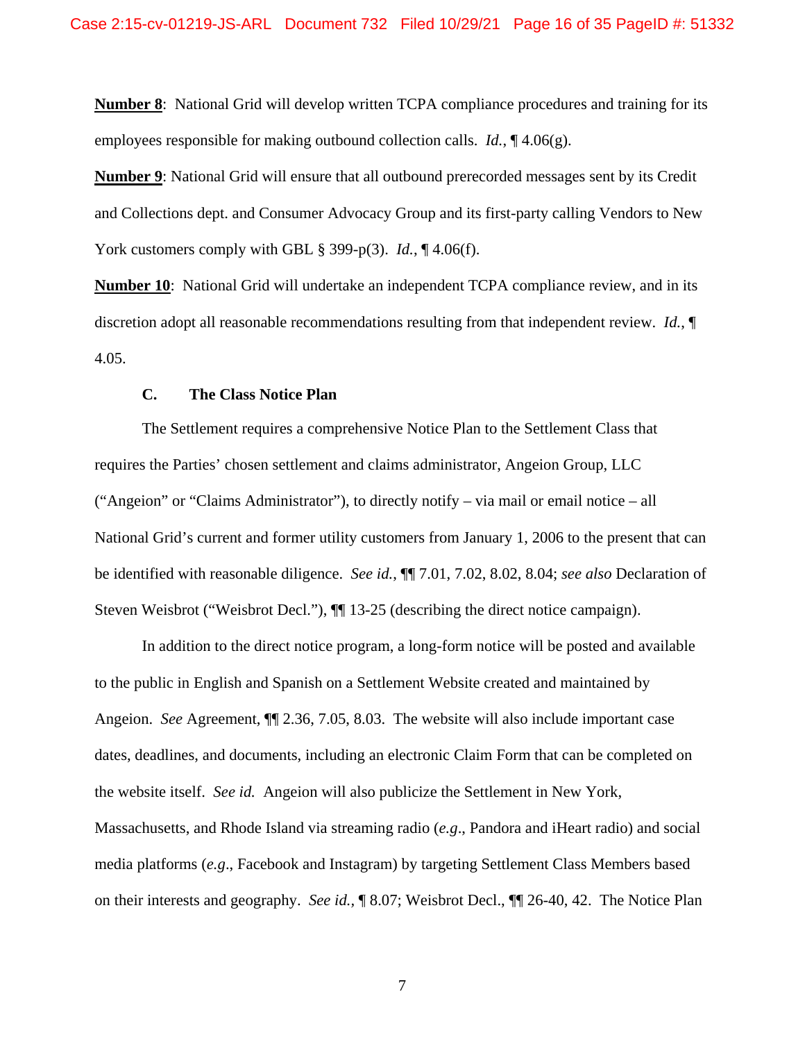**Number 8**: National Grid will develop written TCPA compliance procedures and training for its employees responsible for making outbound collection calls. *Id.*, ¶ 4.06(g).

**Number 9**: National Grid will ensure that all outbound prerecorded messages sent by its Credit and Collections dept. and Consumer Advocacy Group and its first-party calling Vendors to New York customers comply with GBL § 399-p(3). *Id.*, ¶ 4.06(f).

**Number 10**: National Grid will undertake an independent TCPA compliance review, and in its discretion adopt all reasonable recommendations resulting from that independent review. *Id.*, ¶ 4.05.

### C. The Class Notice Plan

The Settlement requires a comprehensive Notice Plan to the Settlement Class that requires the Parties' chosen settlement and claims administrator, Angeion Group, LLC ("Angeion" or "Claims Administrator"), to directly notify – via mail or email notice – all National Grid's current and former utility customers from January 1, 2006 to the present that can be identified with reasonable diligence. *See id.*, ¶¶ 7.01, 7.02, 8.02, 8.04; *see also* Declaration of Steven Weisbrot ("Weisbrot Decl."), ¶¶ 13-25 (describing the direct notice campaign).

In addition to the direct notice program, a long-form notice will be posted and available to the public in English and Spanish on a Settlement Website created and maintained by Angeion. *See* Agreement, ¶¶ 2.36, 7.05, 8.03. The website will also include important case dates, deadlines, and documents, including an electronic Claim Form that can be completed on the website itself. *See id.* Angeion will also publicize the Settlement in New York, Massachusetts, and Rhode Island via streaming radio (*e.g*., Pandora and iHeart radio) and social media platforms (*e.g*., Facebook and Instagram) by targeting Settlement Class Members based on their interests and geography. *See id.*, ¶ 8.07; Weisbrot Decl., ¶¶ 26-40, 42. The Notice Plan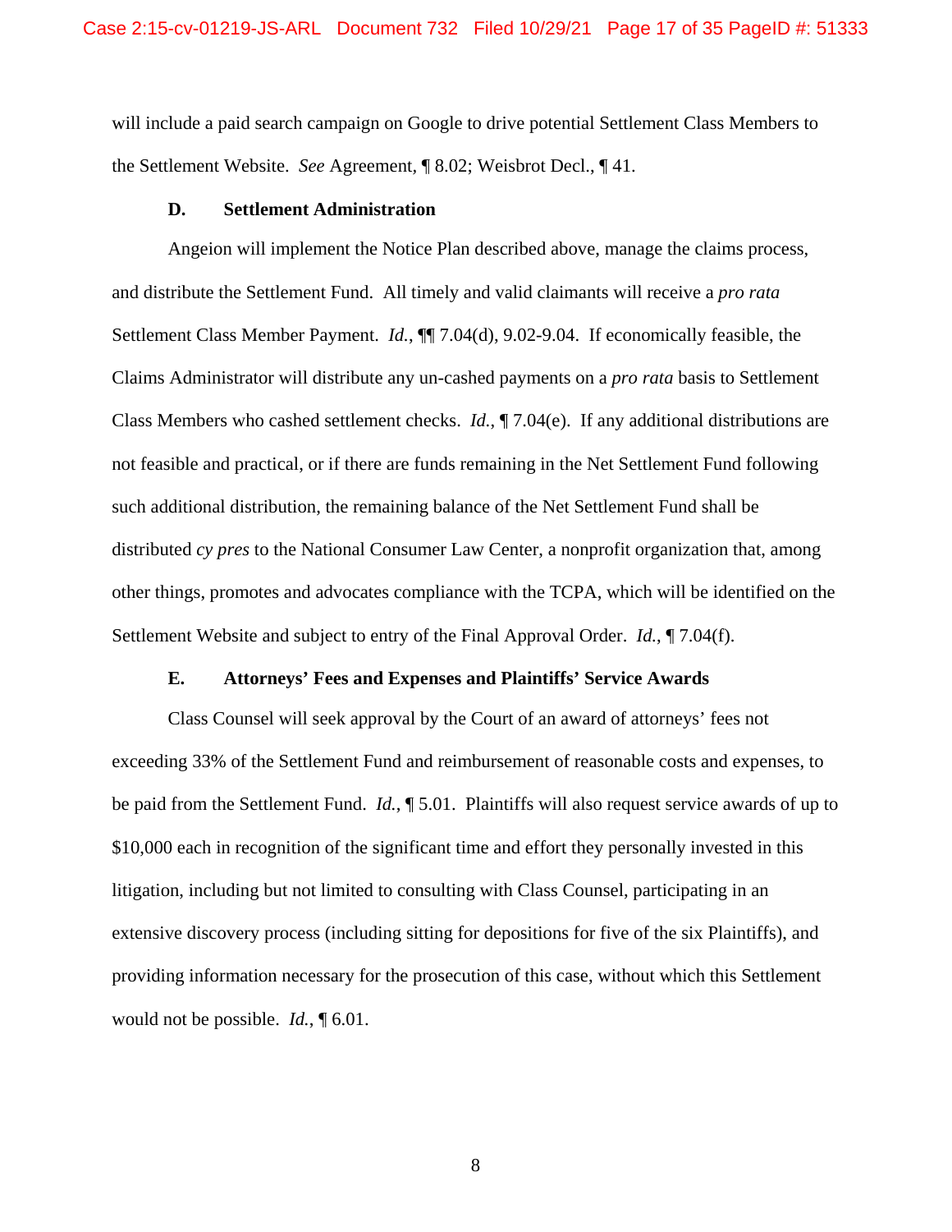will include a paid search campaign on Google to drive potential Settlement Class Members to the Settlement Website. *See* Agreement, ¶ 8.02; Weisbrot Decl., ¶ 41.

### D. Settlement Administration

Angeion will implement the Notice Plan described above, manage the claims process, and distribute the Settlement Fund. All timely and valid claimants will receive a *pro rata* Settlement Class Member Payment. *Id.*, ¶¶ 7.04(d), 9.02-9.04. If economically feasible, the Claims Administrator will distribute any un-cashed payments on a *pro rata* basis to Settlement Class Members who cashed settlement checks. *Id.*, ¶ 7.04(e). If any additional distributions are not feasible and practical, or if there are funds remaining in the Net Settlement Fund following such additional distribution, the remaining balance of the Net Settlement Fund shall be distributed *cy pres* to the National Consumer Law Center, a nonprofit organization that, among other things, promotes and advocates compliance with the TCPA, which will be identified on the Settlement Website and subject to entry of the Final Approval Order. *Id.*, ¶ 7.04(f).

### E. Attorneys' Fees and Expenses and Plaintiffs' Service Awards

Class Counsel will seek approval by the Court of an award of attorneys' fees not exceeding 33% of the Settlement Fund and reimbursement of reasonable costs and expenses, to be paid from the Settlement Fund. *Id.*, ¶ 5.01. Plaintiffs will also request service awards of up to $10,000 each in recognition of the significant time and effort they personally invested in this litigation, including but not limited to consulting with Class Counsel, participating in an extensive discovery process (including sitting for depositions for five of the six Plaintiffs), and providing information necessary for the prosecution of this case, without which this Settlement would not be possible. *Id.*, ¶ 6.01.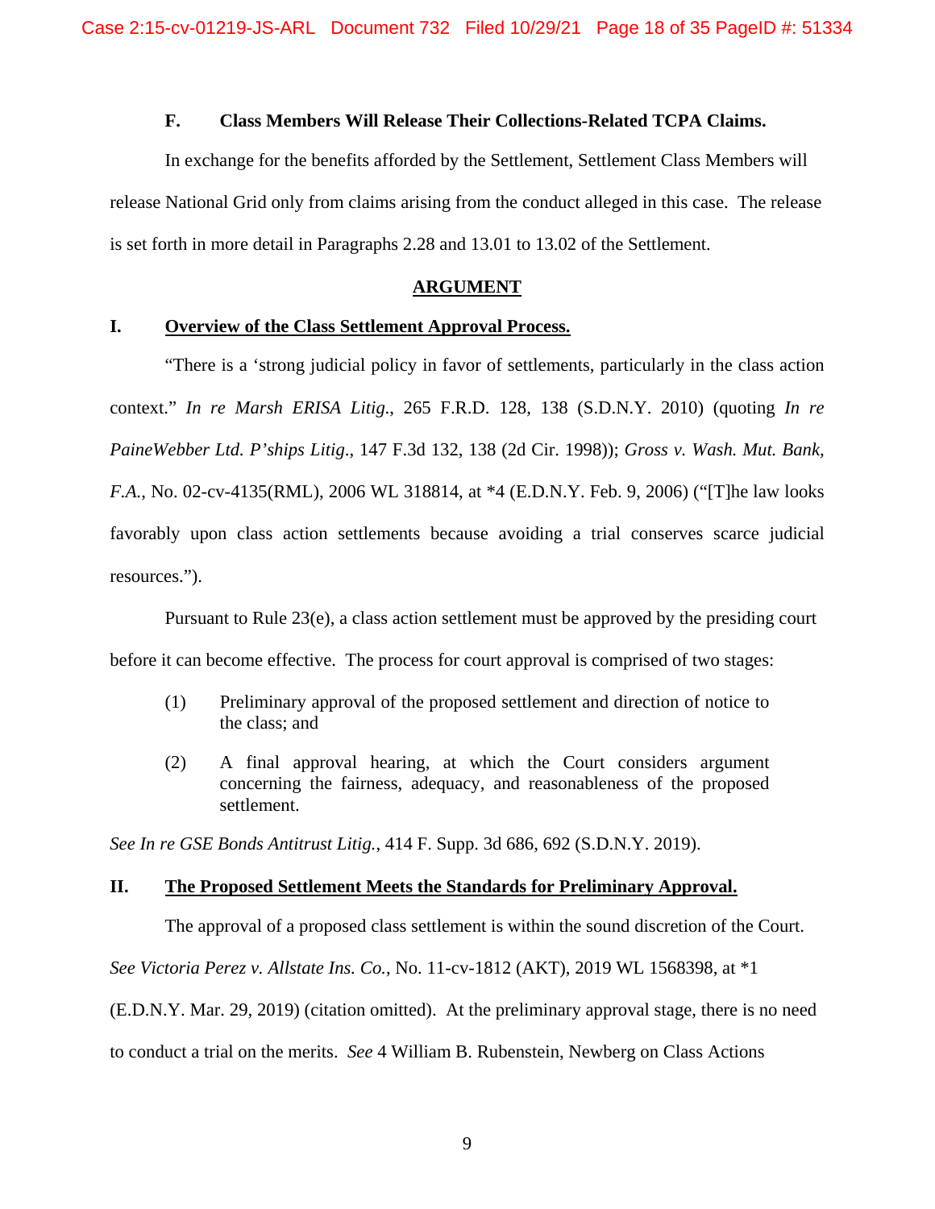### F. Class Members Will Release Their Collections-Related TCPA Claims.

In exchange for the benefits afforded by the Settlement, Settlement Class Members will release National Grid only from claims arising from the conduct alleged in this case. The release is set forth in more detail in Paragraphs 2.28 and 13.01 to 13.02 of the Settlement.

## ARGUMENT

### I. Overview of the Class Settlement Approval Process.

"There is a 'strong judicial policy in favor of settlements, particularly in the class action context." *In re Marsh ERISA Litig.*, 265 F.R.D. 128, 138 (S.D.N.Y. 2010) (quoting *In re PaineWebber Ltd. P'ships Litig.*, 147 F.3d 132, 138 (2d Cir. 1998)); *Gross v. Wash. Mut. Bank, F.A.*, No. 02-cv-4135(RML), 2006 WL 318814, at *4 (E.D.N.Y. Feb. 9, 2006) ("[T]he law looks favorably upon class action settlements because avoiding a trial conserves scarce judicial resources.").

Pursuant to Rule 23(e), a class action settlement must be approved by the presiding court before it can become effective. The process for court approval is comprised of two stages:

(1) Preliminary approval of the proposed settlement and direction of notice to the class; and

(2) A final approval hearing, at which the Court considers argument concerning the fairness, adequacy, and reasonableness of the proposed settlement.

*See In re GSE Bonds Antitrust Litig.*, 414 F. Supp. 3d 686, 692 (S.D.N.Y. 2019).

### II. The Proposed Settlement Meets the Standards for Preliminary Approval.

The approval of a proposed class settlement is within the sound discretion of the Court. *See Victoria Perez v. Allstate Ins. Co.*, No. 11-cv-1812 (AKT), 2019 WL 1568398, at *1 (E.D.N.Y. Mar. 29, 2019) (citation omitted). At the preliminary approval stage, there is no need to conduct a trial on the merits. *See* 4 William B. Rubenstein, Newberg on Class Actions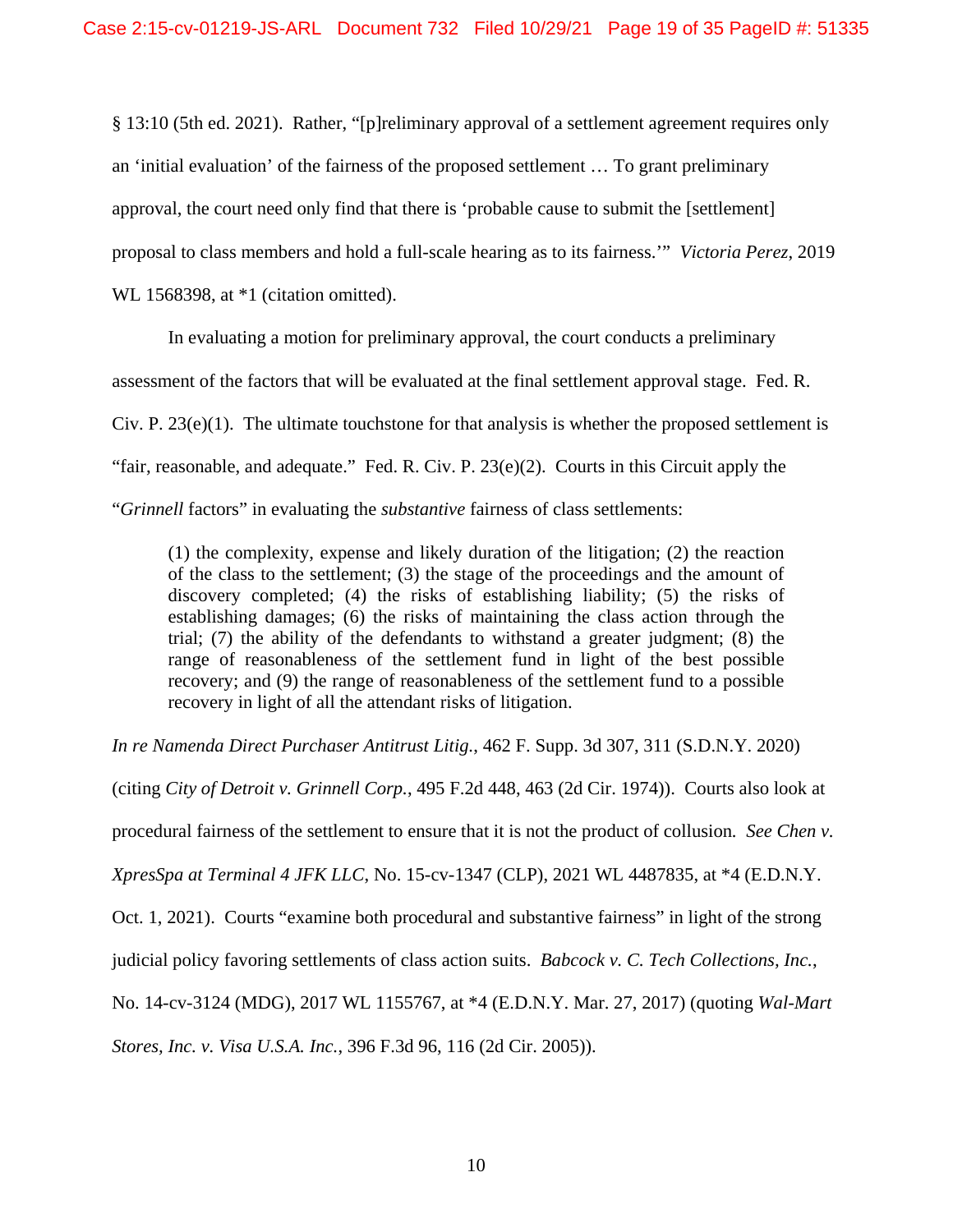§ 13:10 (5th ed. 2021). Rather, "[p]reliminary approval of a settlement agreement requires only an 'initial evaluation' of the fairness of the proposed settlement … To grant preliminary approval, the court need only find that there is 'probable cause to submit the [settlement] proposal to class members and hold a full-scale hearing as to its fairness.'" *Victoria Perez*, 2019 WL 1568398, at *1 (citation omitted).

In evaluating a motion for preliminary approval, the court conducts a preliminary assessment of the factors that will be evaluated at the final settlement approval stage. Fed. R. Civ. P. 23(e)(1). The ultimate touchstone for that analysis is whether the proposed settlement is "fair, reasonable, and adequate." Fed. R. Civ. P. 23(e)(2). Courts in this Circuit apply the "*Grinnell* factors" in evaluating the *substantive* fairness of class settlements:

> (1) the complexity, expense and likely duration of the litigation; (2) the reaction of the class to the settlement; (3) the stage of the proceedings and the amount of discovery completed; (4) the risks of establishing liability; (5) the risks of establishing damages; (6) the risks of maintaining the class action through the trial; (7) the ability of the defendants to withstand a greater judgment; (8) the range of reasonableness of the settlement fund in light of the best possible recovery; and (9) the range of reasonableness of the settlement fund to a possible recovery in light of all the attendant risks of litigation.

*In re Namenda Direct Purchaser Antitrust Litig.*, 462 F. Supp. 3d 307, 311 (S.D.N.Y. 2020) (citing *City of Detroit v. Grinnell Corp.*, 495 F.2d 448, 463 (2d Cir. 1974)). Courts also look at procedural fairness of the settlement to ensure that it is not the product of collusion. *See Chen v. XpresSpa at Terminal 4 JFK LLC*, No. 15-cv-1347 (CLP), 2021 WL 4487835, at *4 (E.D.N.Y. Oct. 1, 2021). Courts "examine both procedural and substantive fairness" in light of the strong judicial policy favoring settlements of class action suits. *Babcock v. C. Tech Collections, Inc.*, No. 14-cv-3124 (MDG), 2017 WL 1155767, at *4 (E.D.N.Y. Mar. 27, 2017) (quoting *Wal-Mart Stores, Inc. v. Visa U.S.A. Inc.*, 396 F.3d 96, 116 (2d Cir. 2005)).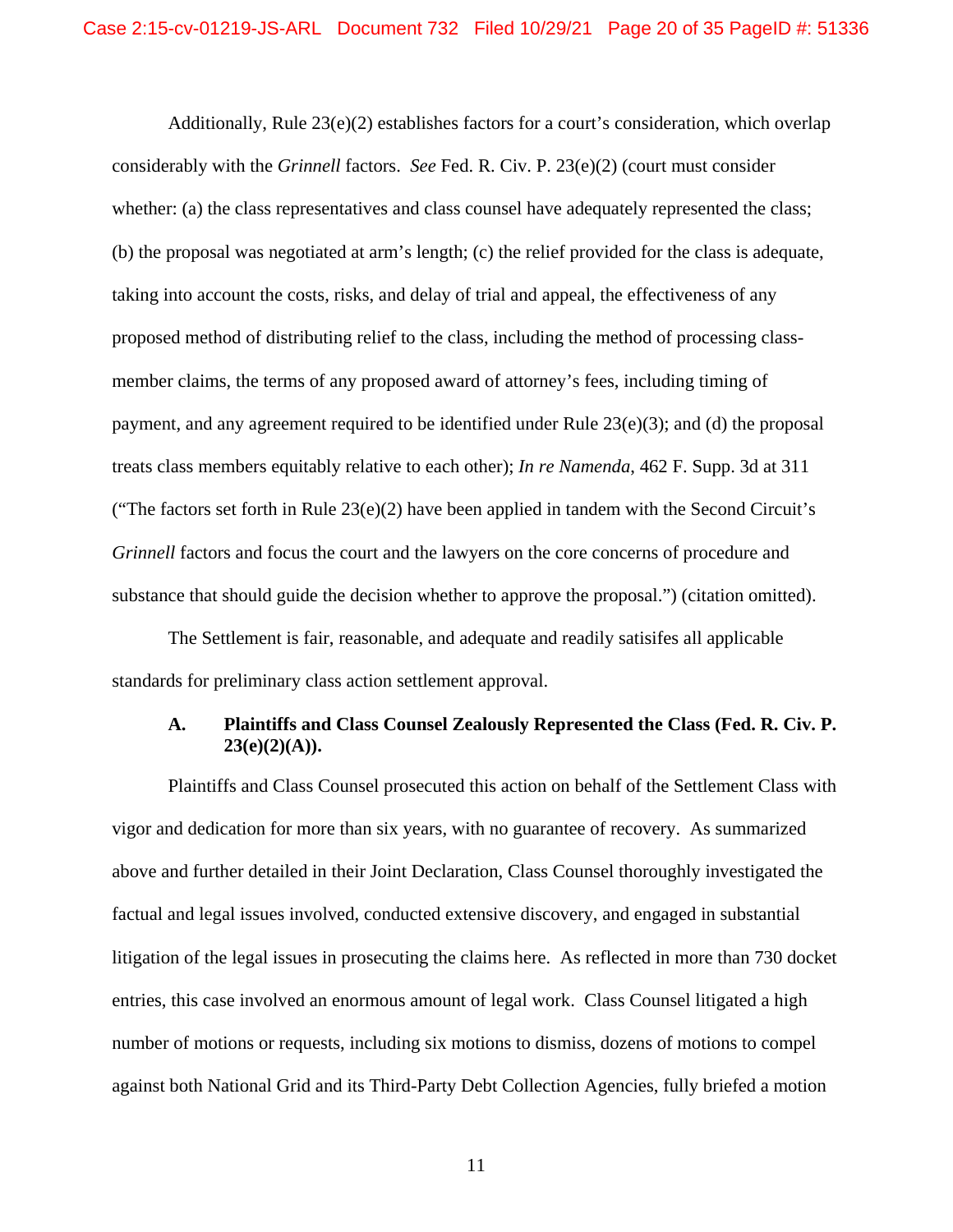Additionally, Rule 23(e)(2) establishes factors for a court's consideration, which overlap considerably with the *Grinnell* factors. *See* Fed. R. Civ. P. 23(e)(2) (court must consider whether: (a) the class representatives and class counsel have adequately represented the class; (b) the proposal was negotiated at arm's length; (c) the relief provided for the class is adequate, taking into account the costs, risks, and delay of trial and appeal, the effectiveness of any proposed method of distributing relief to the class, including the method of processing class-member claims, the terms of any proposed award of attorney's fees, including timing of payment, and any agreement required to be identified under Rule 23(e)(3); and (d) the proposal treats class members equitably relative to each other); *In re Namenda*, 462 F. Supp. 3d at 311 ("The factors set forth in Rule 23(e)(2) have been applied in tandem with the Second Circuit's *Grinnell* factors and focus the court and the lawyers on the core concerns of procedure and substance that should guide the decision whether to approve the proposal.") (citation omitted).

The Settlement is fair, reasonable, and adequate and readily satisifes all applicable standards for preliminary class action settlement approval.

### A. Plaintiffs and Class Counsel Zealously Represented the Class (Fed. R. Civ. P. 23(e)(2)(A)).

Plaintiffs and Class Counsel prosecuted this action on behalf of the Settlement Class with vigor and dedication for more than six years, with no guarantee of recovery. As summarized above and further detailed in their Joint Declaration, Class Counsel thoroughly investigated the factual and legal issues involved, conducted extensive discovery, and engaged in substantial litigation of the legal issues in prosecuting the claims here. As reflected in more than 730 docket entries, this case involved an enormous amount of legal work. Class Counsel litigated a high number of motions or requests, including six motions to dismiss, dozens of motions to compel against both National Grid and its Third-Party Debt Collection Agencies, fully briefed a motion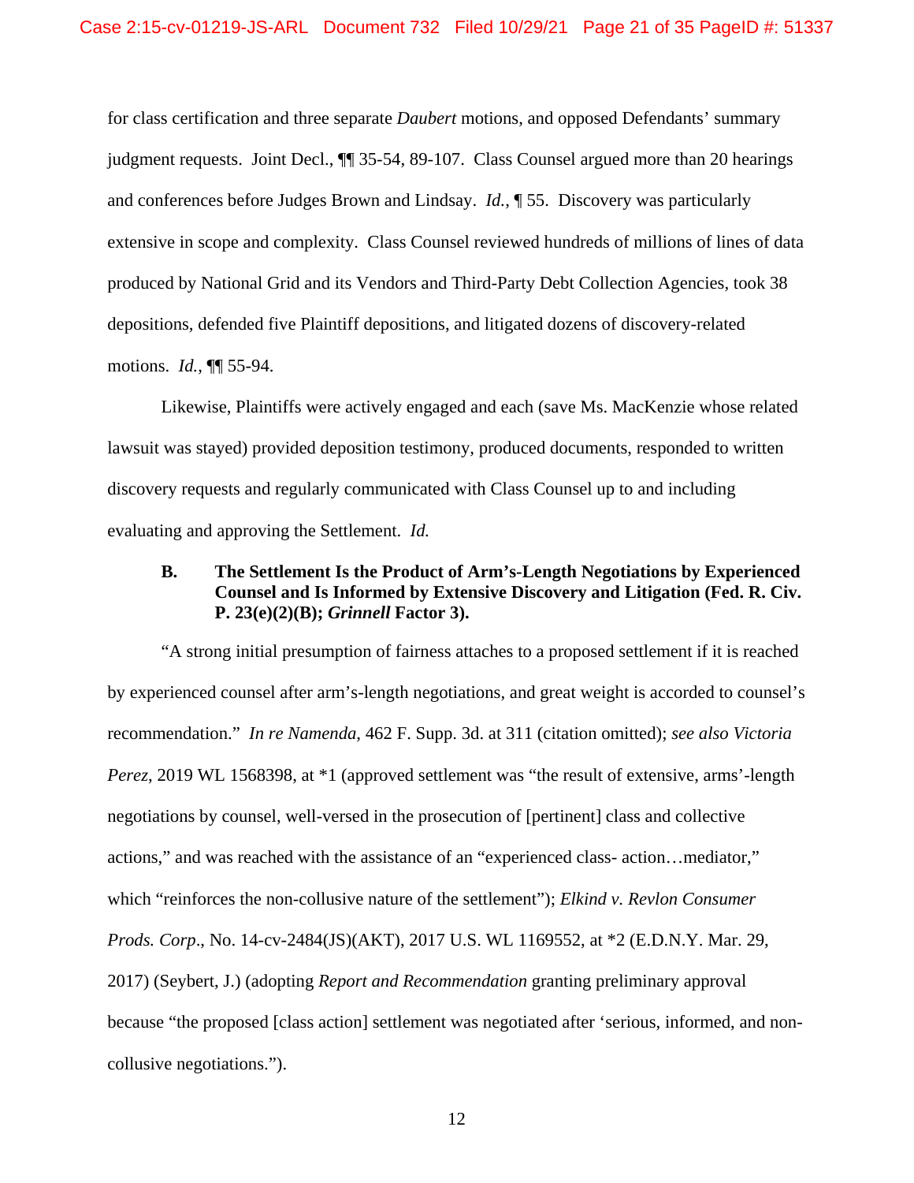for class certification and three separate *Daubert* motions, and opposed Defendants' summary judgment requests. Joint Decl., ¶¶ 35-54, 89-107. Class Counsel argued more than 20 hearings and conferences before Judges Brown and Lindsay. *Id.*, ¶ 55. Discovery was particularly extensive in scope and complexity. Class Counsel reviewed hundreds of millions of lines of data produced by National Grid and its Vendors and Third-Party Debt Collection Agencies, took 38 depositions, defended five Plaintiff depositions, and litigated dozens of discovery-related motions. *Id.*, ¶¶ 55-94.

Likewise, Plaintiffs were actively engaged and each (save Ms. MacKenzie whose related lawsuit was stayed) provided deposition testimony, produced documents, responded to written discovery requests and regularly communicated with Class Counsel up to and including evaluating and approving the Settlement. *Id.*

### B. The Settlement Is the Product of Arm's-Length Negotiations by Experienced Counsel and Is Informed by Extensive Discovery and Litigation (Fed. R. Civ. P. 23(e)(2)(B); *Grinnell* Factor 3).

"A strong initial presumption of fairness attaches to a proposed settlement if it is reached by experienced counsel after arm's-length negotiations, and great weight is accorded to counsel's recommendation." *In re Namenda*, 462 F. Supp. 3d. at 311 (citation omitted); *see also Victoria Perez*, 2019 WL 1568398, at *1 (approved settlement was "the result of extensive, arms'-length negotiations by counsel, well-versed in the prosecution of [pertinent] class and collective actions," and was reached with the assistance of an "experienced class- action…mediator," which "reinforces the non-collusive nature of the settlement"); *Elkind v. Revlon Consumer Prods. Corp*., No. 14-cv-2484(JS)(AKT), 2017 U.S. WL 1169552, at *2 (E.D.N.Y. Mar. 29, 2017) (Seybert, J.) (adopting *Report and Recommendation* granting preliminary approval because "the proposed [class action] settlement was negotiated after 'serious, informed, and non-collusive negotiations.").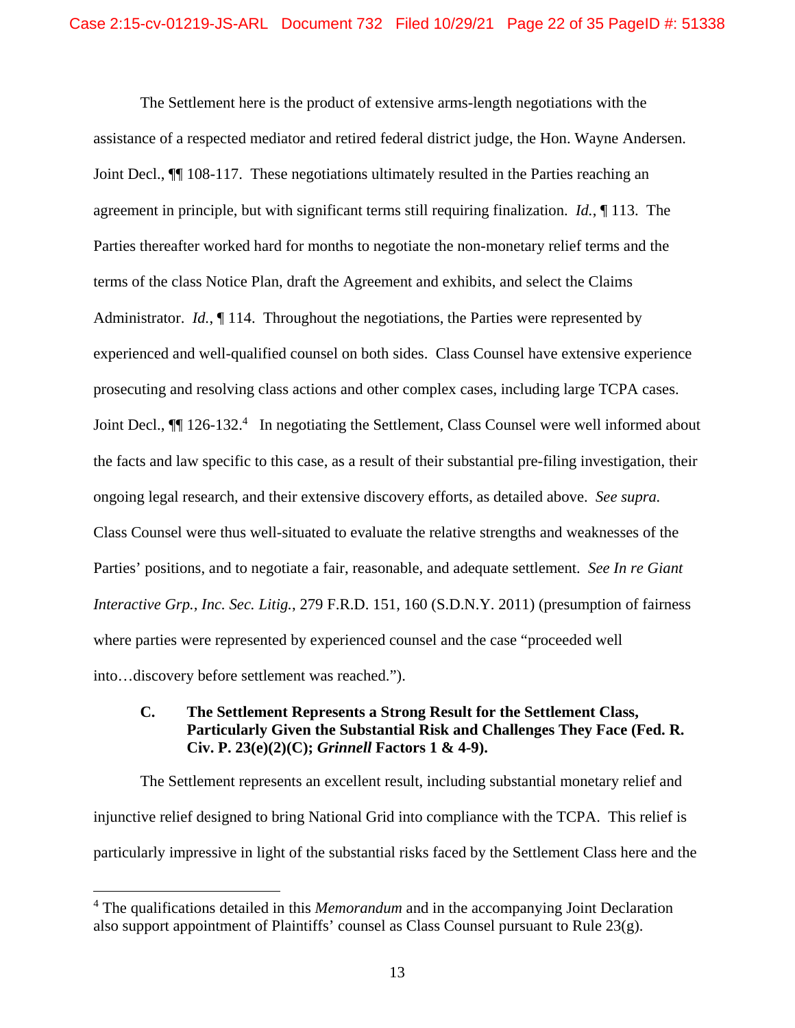The Settlement here is the product of extensive arms-length negotiations with the assistance of a respected mediator and retired federal district judge, the Hon. Wayne Andersen. Joint Decl., ¶¶ 108-117. These negotiations ultimately resulted in the Parties reaching an agreement in principle, but with significant terms still requiring finalization. *Id.*, ¶ 113. The Parties thereafter worked hard for months to negotiate the non-monetary relief terms and the terms of the class Notice Plan, draft the Agreement and exhibits, and select the Claims Administrator. *Id.*, ¶ 114. Throughout the negotiations, the Parties were represented by experienced and well-qualified counsel on both sides. Class Counsel have extensive experience prosecuting and resolving class actions and other complex cases, including large TCPA cases. Joint Decl., ¶¶ 126-132.[4] In negotiating the Settlement, Class Counsel were well informed about the facts and law specific to this case, as a result of their substantial pre-filing investigation, their ongoing legal research, and their extensive discovery efforts, as detailed above. *See supra.* Class Counsel were thus well-situated to evaluate the relative strengths and weaknesses of the Parties' positions, and to negotiate a fair, reasonable, and adequate settlement. *See In re Giant Interactive Grp., Inc. Sec. Litig.*, 279 F.R.D. 151, 160 (S.D.N.Y. 2011) (presumption of fairness where parties were represented by experienced counsel and the case "proceeded well into…discovery before settlement was reached.").

### C. The Settlement Represents a Strong Result for the Settlement Class, Particularly Given the Substantial Risk and Challenges They Face (Fed. R. Civ. P. 23(e)(2)(C); *Grinnell* Factors 1 & 4-9).

The Settlement represents an excellent result, including substantial monetary relief and injunctive relief designed to bring National Grid into compliance with the TCPA. This relief is particularly impressive in light of the substantial risks faced by the Settlement Class here and the

---

[4] The qualifications detailed in this *Memorandum* and in the accompanying Joint Declaration also support appointment of Plaintiffs' counsel as Class Counsel pursuant to Rule 23(g).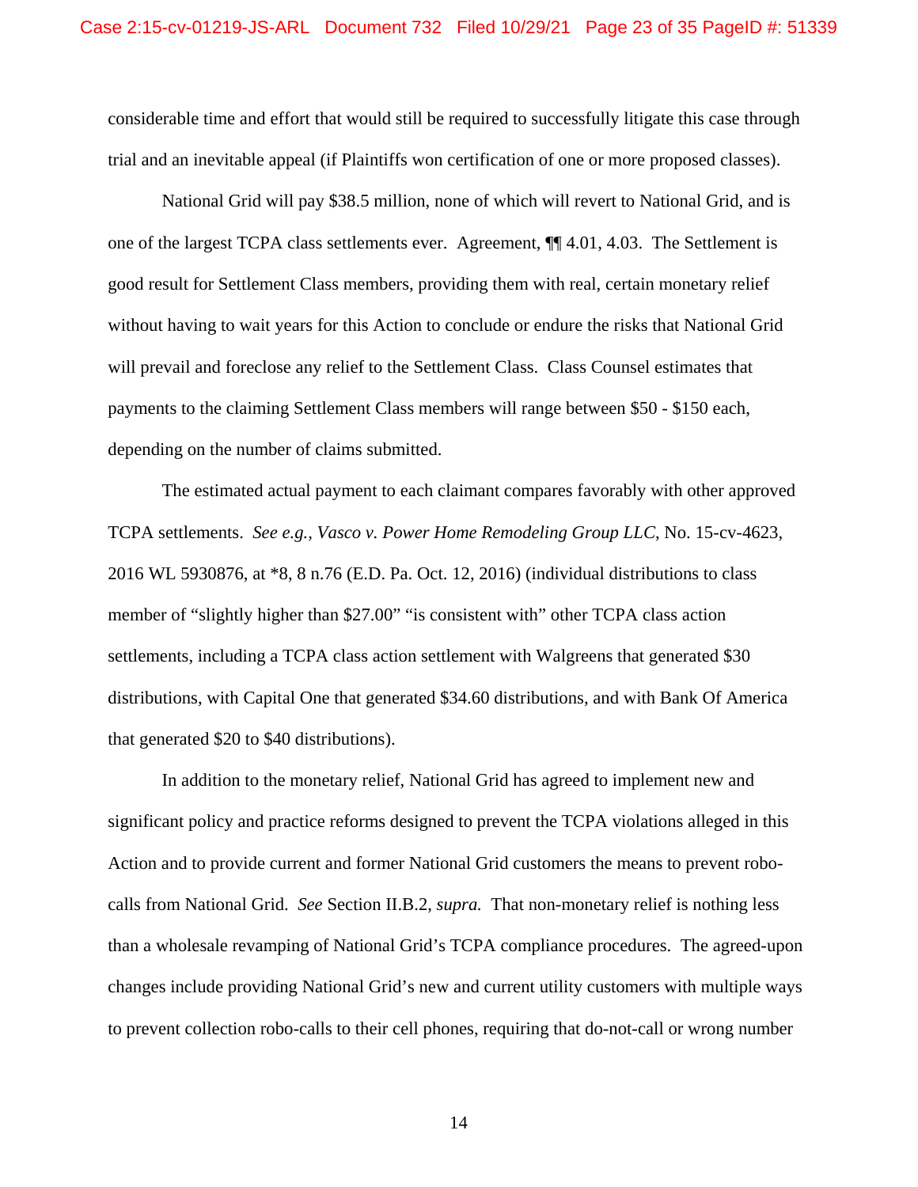considerable time and effort that would still be required to successfully litigate this case through trial and an inevitable appeal (if Plaintiffs won certification of one or more proposed classes).

National Grid will pay $38.5 million, none of which will revert to National Grid, and is one of the largest TCPA class settlements ever. Agreement, ¶¶ 4.01, 4.03. The Settlement is good result for Settlement Class members, providing them with real, certain monetary relief without having to wait years for this Action to conclude or endure the risks that National Grid will prevail and foreclose any relief to the Settlement Class. Class Counsel estimates that payments to the claiming Settlement Class members will range between $50 - $150 each, depending on the number of claims submitted.

The estimated actual payment to each claimant compares favorably with other approved TCPA settlements. *See e.g., Vasco v. Power Home Remodeling Group LLC*, No. 15-cv-4623, 2016 WL 5930876, at *8, 8 n.76 (E.D. Pa. Oct. 12, 2016) (individual distributions to class member of "slightly higher than $27.00" "is consistent with" other TCPA class action settlements, including a TCPA class action settlement with Walgreens that generated $30 distributions, with Capital One that generated $34.60 distributions, and with Bank Of America that generated $20 to $40 distributions).

In addition to the monetary relief, National Grid has agreed to implement new and significant policy and practice reforms designed to prevent the TCPA violations alleged in this Action and to provide current and former National Grid customers the means to prevent robo-calls from National Grid. *See* Section II.B.2, *supra.* That non-monetary relief is nothing less than a wholesale revamping of National Grid's TCPA compliance procedures. The agreed-upon changes include providing National Grid's new and current utility customers with multiple ways to prevent collection robo-calls to their cell phones, requiring that do-not-call or wrong number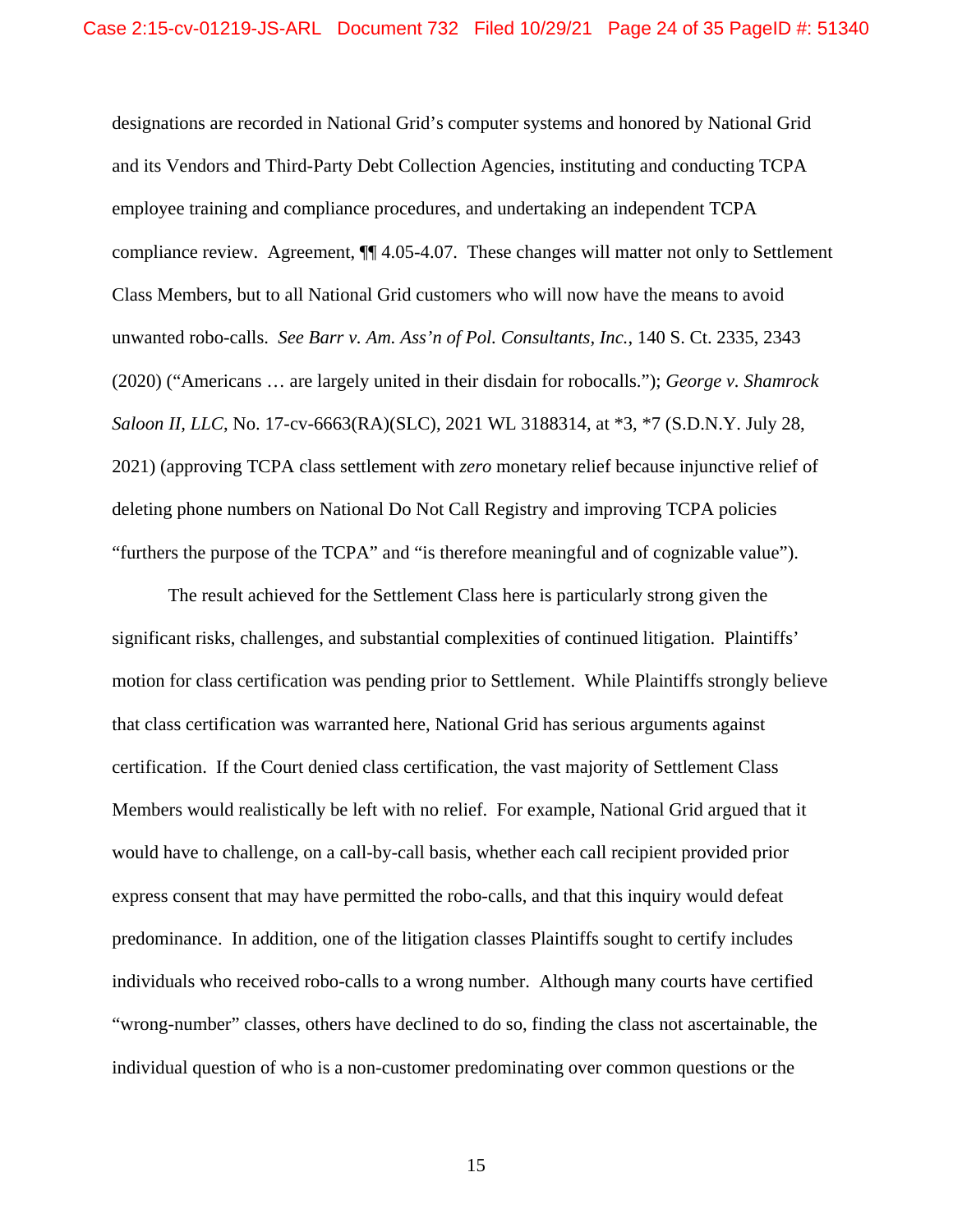designations are recorded in National Grid's computer systems and honored by National Grid and its Vendors and Third-Party Debt Collection Agencies, instituting and conducting TCPA employee training and compliance procedures, and undertaking an independent TCPA compliance review. Agreement, ¶¶ 4.05-4.07. These changes will matter not only to Settlement Class Members, but to all National Grid customers who will now have the means to avoid unwanted robo-calls. *See Barr v. Am. Ass'n of Pol. Consultants, Inc.*, 140 S. Ct. 2335, 2343 (2020) ("Americans … are largely united in their disdain for robocalls."); *George v. Shamrock Saloon II, LLC*, No. 17-cv-6663(RA)(SLC), 2021 WL 3188314, at *3, *7 (S.D.N.Y. July 28, 2021) (approving TCPA class settlement with *zero* monetary relief because injunctive relief of deleting phone numbers on National Do Not Call Registry and improving TCPA policies "furthers the purpose of the TCPA" and "is therefore meaningful and of cognizable value").

The result achieved for the Settlement Class here is particularly strong given the significant risks, challenges, and substantial complexities of continued litigation. Plaintiffs' motion for class certification was pending prior to Settlement. While Plaintiffs strongly believe that class certification was warranted here, National Grid has serious arguments against certification. If the Court denied class certification, the vast majority of Settlement Class Members would realistically be left with no relief. For example, National Grid argued that it would have to challenge, on a call-by-call basis, whether each call recipient provided prior express consent that may have permitted the robo-calls, and that this inquiry would defeat predominance. In addition, one of the litigation classes Plaintiffs sought to certify includes individuals who received robo-calls to a wrong number. Although many courts have certified "wrong-number" classes, others have declined to do so, finding the class not ascertainable, the individual question of who is a non-customer predominating over common questions or the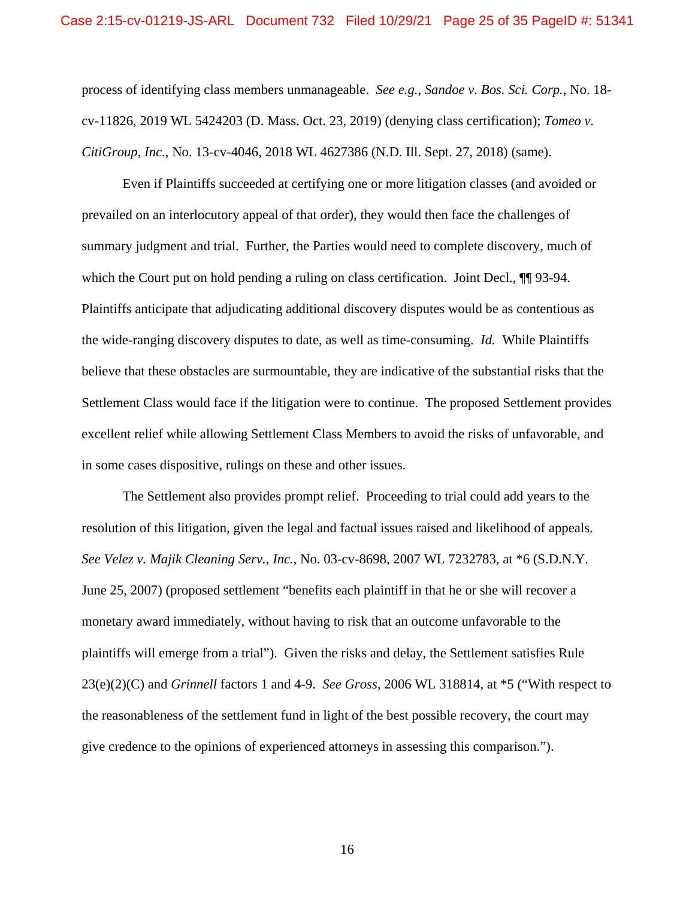process of identifying class members unmanageable. *See e.g.*, *Sandoe v. Bos. Sci. Corp.*, No. 18-cv-11826, 2019 WL 5424203 (D. Mass. Oct. 23, 2019) (denying class certification); *Tomeo v. CitiGroup, Inc.*, No. 13-cv-4046, 2018 WL 4627386 (N.D. Ill. Sept. 27, 2018) (same).

Even if Plaintiffs succeeded at certifying one or more litigation classes (and avoided or prevailed on an interlocutory appeal of that order), they would then face the challenges of summary judgment and trial. Further, the Parties would need to complete discovery, much of which the Court put on hold pending a ruling on class certification. Joint Decl., ¶¶ 93-94. Plaintiffs anticipate that adjudicating additional discovery disputes would be as contentious as the wide-ranging discovery disputes to date, as well as time-consuming. *Id.* While Plaintiffs believe that these obstacles are surmountable, they are indicative of the substantial risks that the Settlement Class would face if the litigation were to continue. The proposed Settlement provides excellent relief while allowing Settlement Class Members to avoid the risks of unfavorable, and in some cases dispositive, rulings on these and other issues.

The Settlement also provides prompt relief. Proceeding to trial could add years to the resolution of this litigation, given the legal and factual issues raised and likelihood of appeals. *See Velez v. Majik Cleaning Serv., Inc.*, No. 03-cv-8698, 2007 WL 7232783, at *6 (S.D.N.Y. June 25, 2007) (proposed settlement "benefits each plaintiff in that he or she will recover a monetary award immediately, without having to risk that an outcome unfavorable to the plaintiffs will emerge from a trial"). Given the risks and delay, the Settlement satisfies Rule 23(e)(2)(C) and *Grinnell* factors 1 and 4-9. *See Gross*, 2006 WL 318814, at *5 ("With respect to the reasonableness of the settlement fund in light of the best possible recovery, the court may give credence to the opinions of experienced attorneys in assessing this comparison.").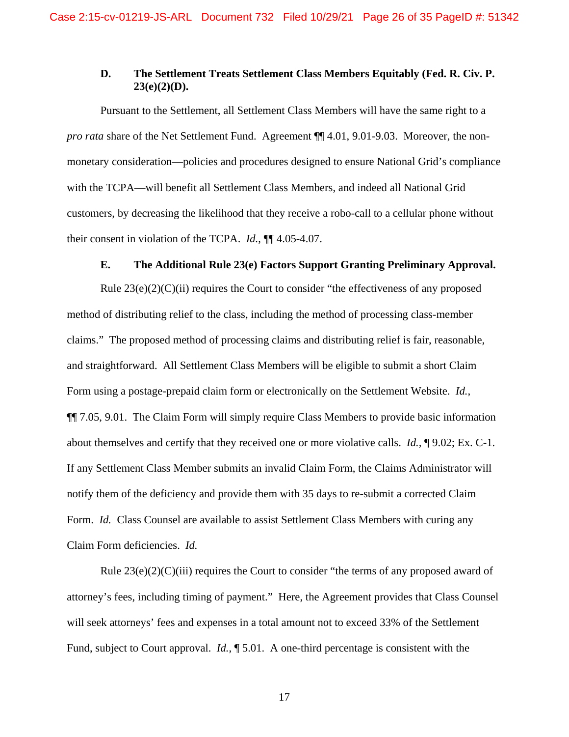### D. The Settlement Treats Settlement Class Members Equitably (Fed. R. Civ. P. 23(e)(2)(D).

Pursuant to the Settlement, all Settlement Class Members will have the same right to a *pro rata* share of the Net Settlement Fund. Agreement ¶¶ 4.01, 9.01-9.03. Moreover, the non-monetary consideration—policies and procedures designed to ensure National Grid's compliance with the TCPA—will benefit all Settlement Class Members, and indeed all National Grid customers, by decreasing the likelihood that they receive a robo-call to a cellular phone without their consent in violation of the TCPA. *Id.*, ¶¶ 4.05-4.07.

### E. The Additional Rule 23(e) Factors Support Granting Preliminary Approval.

Rule 23(e)(2)(C)(ii) requires the Court to consider "the effectiveness of any proposed method of distributing relief to the class, including the method of processing class-member claims." The proposed method of processing claims and distributing relief is fair, reasonable, and straightforward. All Settlement Class Members will be eligible to submit a short Claim Form using a postage-prepaid claim form or electronically on the Settlement Website. *Id.*, ¶¶ 7.05, 9.01. The Claim Form will simply require Class Members to provide basic information about themselves and certify that they received one or more violative calls. *Id.*, ¶ 9.02; Ex. C-1. If any Settlement Class Member submits an invalid Claim Form, the Claims Administrator will notify them of the deficiency and provide them with 35 days to re-submit a corrected Claim Form. *Id.* Class Counsel are available to assist Settlement Class Members with curing any Claim Form deficiencies. *Id.*

Rule 23(e)(2)(C)(iii) requires the Court to consider "the terms of any proposed award of attorney's fees, including timing of payment." Here, the Agreement provides that Class Counsel will seek attorneys' fees and expenses in a total amount not to exceed 33% of the Settlement Fund, subject to Court approval. *Id.*, ¶ 5.01. A one-third percentage is consistent with the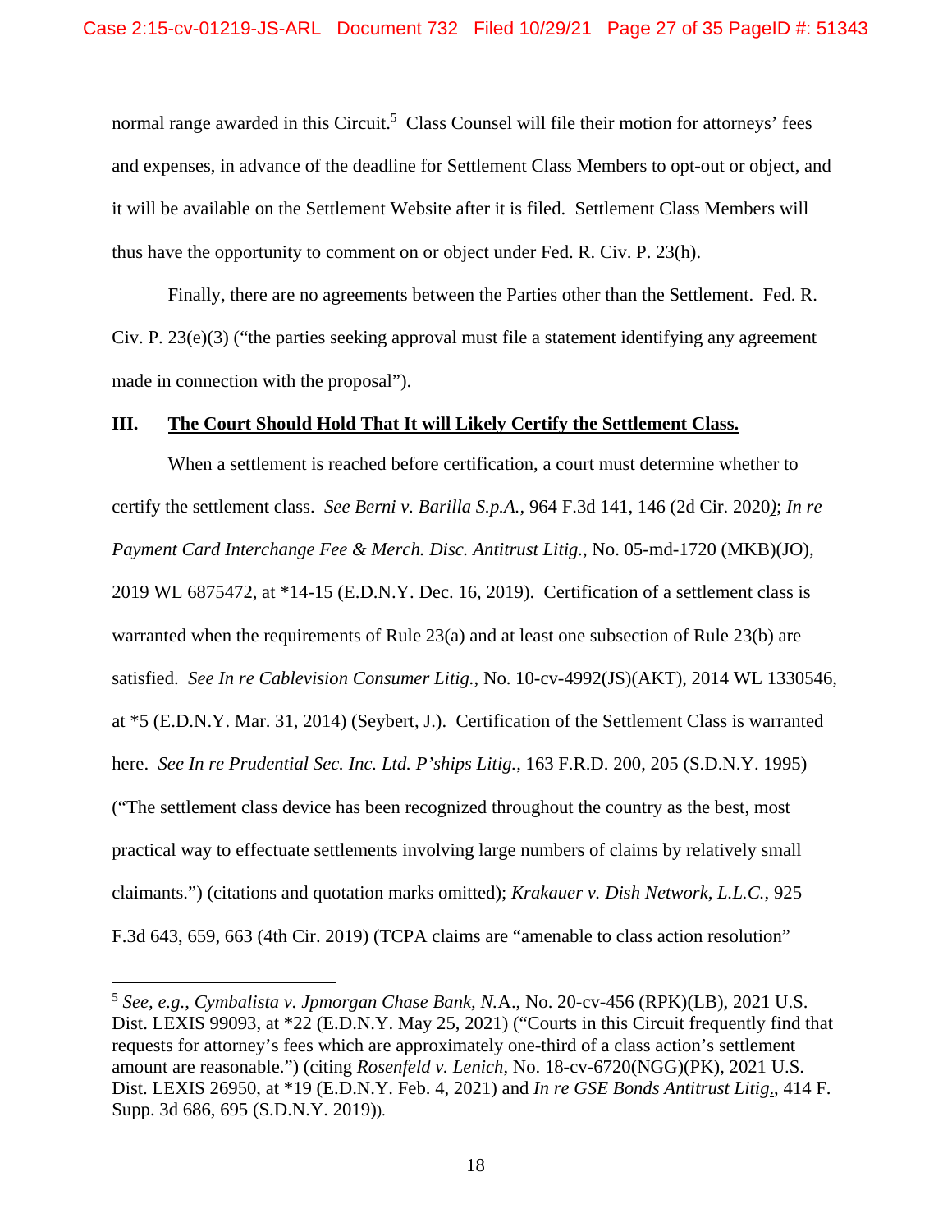normal range awarded in this Circuit.[5] Class Counsel will file their motion for attorneys' fees and expenses, in advance of the deadline for Settlement Class Members to opt-out or object, and it will be available on the Settlement Website after it is filed. Settlement Class Members will thus have the opportunity to comment on or object under Fed. R. Civ. P. 23(h).

Finally, there are no agreements between the Parties other than the Settlement. Fed. R. Civ. P. 23(e)(3) ("the parties seeking approval must file a statement identifying any agreement made in connection with the proposal").

## III. <u>The Court Should Hold That It will Likely Certify the Settlement Class.</u>

When a settlement is reached before certification, a court must determine whether to certify the settlement class. *See Berni v. Barilla S.p.A.*, 964 F.3d 141, 146 (2d Cir. 2020); *In re Payment Card Interchange Fee & Merch. Disc. Antitrust Litig.*, No. 05-md-1720 (MKB)(JO), 2019 WL 6875472, at *14-15 (E.D.N.Y. Dec. 16, 2019). Certification of a settlement class is warranted when the requirements of Rule 23(a) and at least one subsection of Rule 23(b) are satisfied. *See In re Cablevision Consumer Litig.*, No. 10-cv-4992(JS)(AKT), 2014 WL 1330546, at *5 (E.D.N.Y. Mar. 31, 2014) (Seybert, J.). Certification of the Settlement Class is warranted here. *See In re Prudential Sec. Inc. Ltd. P'ships Litig.*, 163 F.R.D. 200, 205 (S.D.N.Y. 1995) ("The settlement class device has been recognized throughout the country as the best, most practical way to effectuate settlements involving large numbers of claims by relatively small claimants.") (citations and quotation marks omitted); *Krakauer v. Dish Network, L.L.C.*, 925 F.3d 643, 659, 663 (4th Cir. 2019) (TCPA claims are "amenable to class action resolution"

---

[5] *See, e.g.*, *Cymbalista v. Jpmorgan Chase Bank, N.*A., No. 20-cv-456 (RPK)(LB), 2021 U.S. Dist. LEXIS 99093, at *22 (E.D.N.Y. May 25, 2021) ("Courts in this Circuit frequently find that requests for attorney's fees which are approximately one-third of a class action's settlement amount are reasonable.") (citing *Rosenfeld v. Lenich*, No. 18-cv-6720(NGG)(PK), 2021 U.S. Dist. LEXIS 26950, at *19 (E.D.N.Y. Feb. 4, 2021) and *In re GSE Bonds Antitrust Litig.*, 414 F. Supp. 3d 686, 695 (S.D.N.Y. 2019)).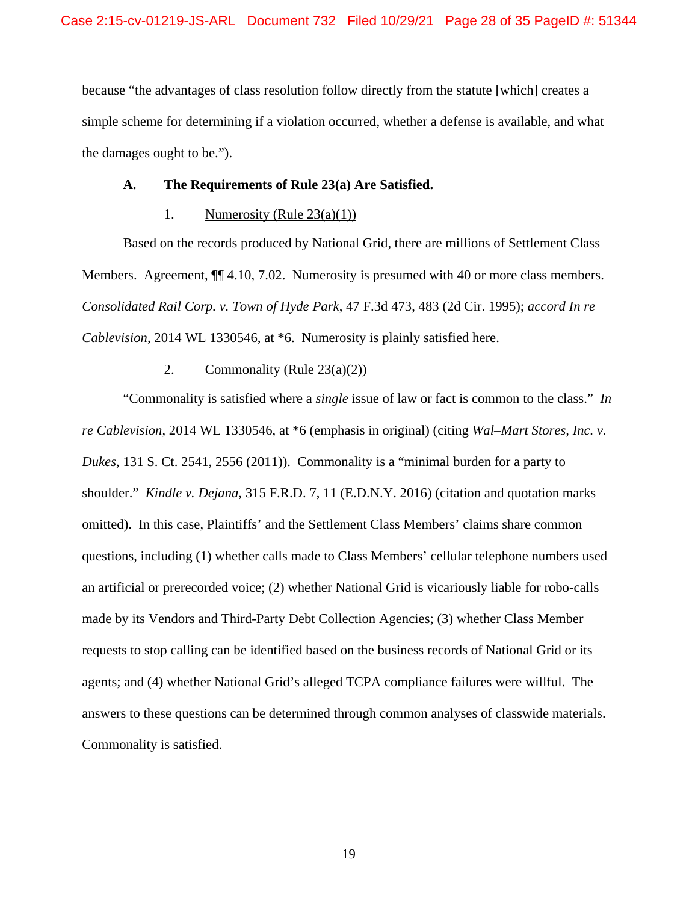because "the advantages of class resolution follow directly from the statute [which] creates a simple scheme for determining if a violation occurred, whether a defense is available, and what the damages ought to be.").

### A. The Requirements of Rule 23(a) Are Satisfied.

#### 1. Numerosity (Rule 23(a)(1))

Based on the records produced by National Grid, there are millions of Settlement Class Members. Agreement, ¶¶ 4.10, 7.02. Numerosity is presumed with 40 or more class members. *Consolidated Rail Corp. v. Town of Hyde Park*, 47 F.3d 473, 483 (2d Cir. 1995); *accord In re Cablevision*, 2014 WL 1330546, at *6. Numerosity is plainly satisfied here.

#### 2. Commonality (Rule 23(a)(2))

"Commonality is satisfied where a *single* issue of law or fact is common to the class." *In re Cablevision*, 2014 WL 1330546, at *6 (emphasis in original) (citing *Wal–Mart Stores, Inc. v. Dukes*, 131 S. Ct. 2541, 2556 (2011)). Commonality is a "minimal burden for a party to shoulder." *Kindle v. Dejana*, 315 F.R.D. 7, 11 (E.D.N.Y. 2016) (citation and quotation marks omitted). In this case, Plaintiffs' and the Settlement Class Members' claims share common questions, including (1) whether calls made to Class Members' cellular telephone numbers used an artificial or prerecorded voice; (2) whether National Grid is vicariously liable for robo-calls made by its Vendors and Third-Party Debt Collection Agencies; (3) whether Class Member requests to stop calling can be identified based on the business records of National Grid or its agents; and (4) whether National Grid's alleged TCPA compliance failures were willful. The answers to these questions can be determined through common analyses of classwide materials. Commonality is satisfied.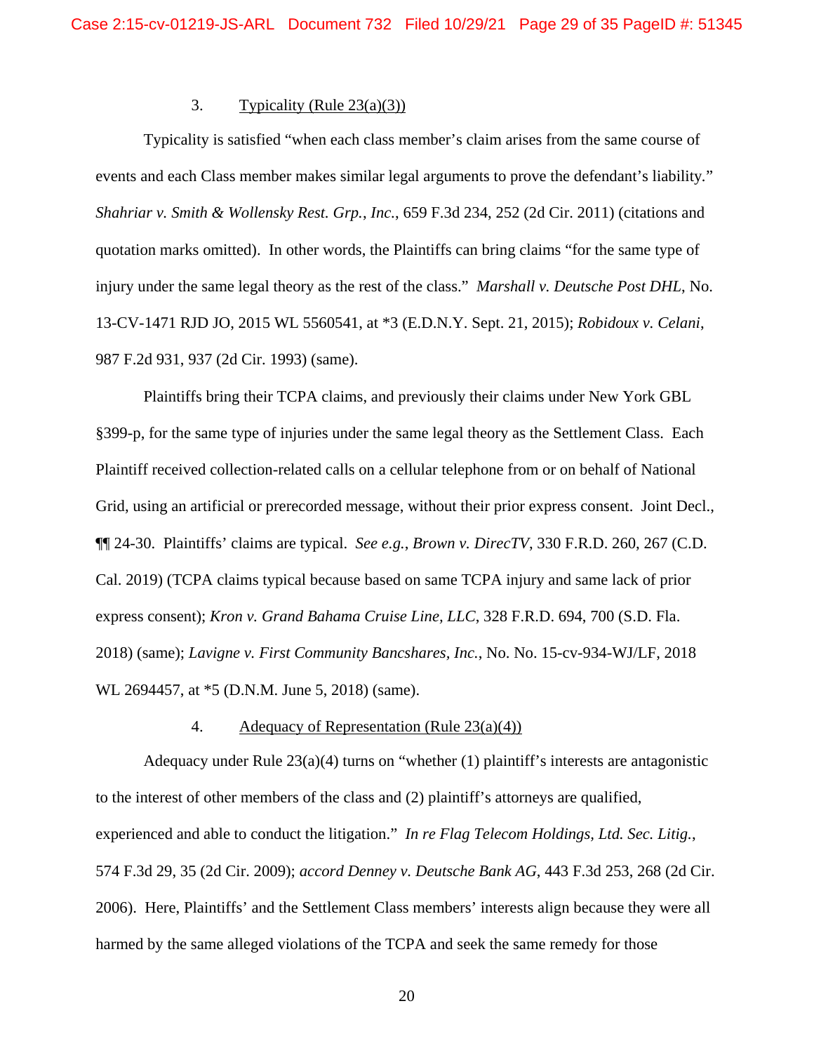### 3. Typicality (Rule 23(a)(3))

Typicality is satisfied "when each class member's claim arises from the same course of events and each Class member makes similar legal arguments to prove the defendant's liability." *Shahriar v. Smith & Wollensky Rest. Grp., Inc.*, 659 F.3d 234, 252 (2d Cir. 2011) (citations and quotation marks omitted). In other words, the Plaintiffs can bring claims "for the same type of injury under the same legal theory as the rest of the class." *Marshall v. Deutsche Post DHL*, No. 13-CV-1471 RJD JO, 2015 WL 5560541, at *3 (E.D.N.Y. Sept. 21, 2015); *Robidoux v. Celani*, 987 F.2d 931, 937 (2d Cir. 1993) (same).

Plaintiffs bring their TCPA claims, and previously their claims under New York GBL §399-p, for the same type of injuries under the same legal theory as the Settlement Class. Each Plaintiff received collection-related calls on a cellular telephone from or on behalf of National Grid, using an artificial or prerecorded message, without their prior express consent. Joint Decl., ¶¶ 24-30. Plaintiffs' claims are typical. *See e.g.*, *Brown v. DirecTV*, 330 F.R.D. 260, 267 (C.D. Cal. 2019) (TCPA claims typical because based on same TCPA injury and same lack of prior express consent); *Kron v. Grand Bahama Cruise Line, LLC*, 328 F.R.D. 694, 700 (S.D. Fla. 2018) (same); *Lavigne v. First Community Bancshares, Inc.*, No. No. 15-cv-934-WJ/LF, 2018 WL 2694457, at *5 (D.N.M. June 5, 2018) (same).

### 4. Adequacy of Representation (Rule 23(a)(4))

Adequacy under Rule 23(a)(4) turns on "whether (1) plaintiff's interests are antagonistic to the interest of other members of the class and (2) plaintiff's attorneys are qualified, experienced and able to conduct the litigation." *In re Flag Telecom Holdings, Ltd. Sec. Litig.*, 574 F.3d 29, 35 (2d Cir. 2009); *accord Denney v. Deutsche Bank AG*, 443 F.3d 253, 268 (2d Cir. 2006). Here, Plaintiffs' and the Settlement Class members' interests align because they were all harmed by the same alleged violations of the TCPA and seek the same remedy for those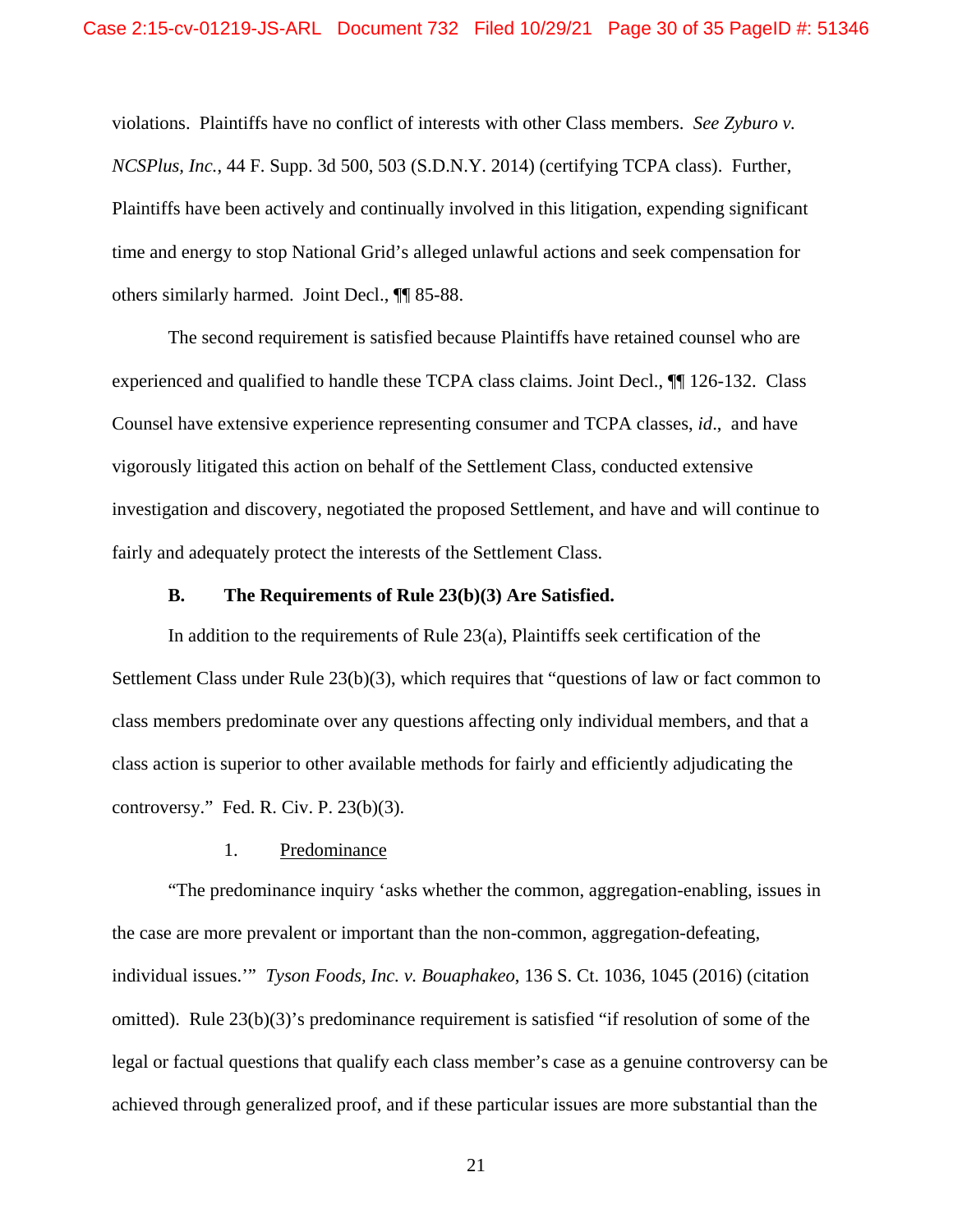violations. Plaintiffs have no conflict of interests with other Class members. *See Zyburo v. NCSPlus, Inc.*, 44 F. Supp. 3d 500, 503 (S.D.N.Y. 2014) (certifying TCPA class). Further, Plaintiffs have been actively and continually involved in this litigation, expending significant time and energy to stop National Grid's alleged unlawful actions and seek compensation for others similarly harmed. Joint Decl., ¶¶ 85-88.

The second requirement is satisfied because Plaintiffs have retained counsel who are experienced and qualified to handle these TCPA class claims. Joint Decl., ¶¶ 126-132. Class Counsel have extensive experience representing consumer and TCPA classes, *id*., and have vigorously litigated this action on behalf of the Settlement Class, conducted extensive investigation and discovery, negotiated the proposed Settlement, and have and will continue to fairly and adequately protect the interests of the Settlement Class.

**B. The Requirements of Rule 23(b)(3) Are Satisfied.**

In addition to the requirements of Rule 23(a), Plaintiffs seek certification of the Settlement Class under Rule 23(b)(3), which requires that "questions of law or fact common to class members predominate over any questions affecting only individual members, and that a class action is superior to other available methods for fairly and efficiently adjudicating the controversy." Fed. R. Civ. P. 23(b)(3).

1. <u>Predominance</u>

"The predominance inquiry 'asks whether the common, aggregation-enabling, issues in the case are more prevalent or important than the non-common, aggregation-defeating, individual issues.'" *Tyson Foods, Inc. v. Bouaphakeo*, 136 S. Ct. 1036, 1045 (2016) (citation omitted). Rule 23(b)(3)'s predominance requirement is satisfied "if resolution of some of the legal or factual questions that qualify each class member's case as a genuine controversy can be achieved through generalized proof, and if these particular issues are more substantial than the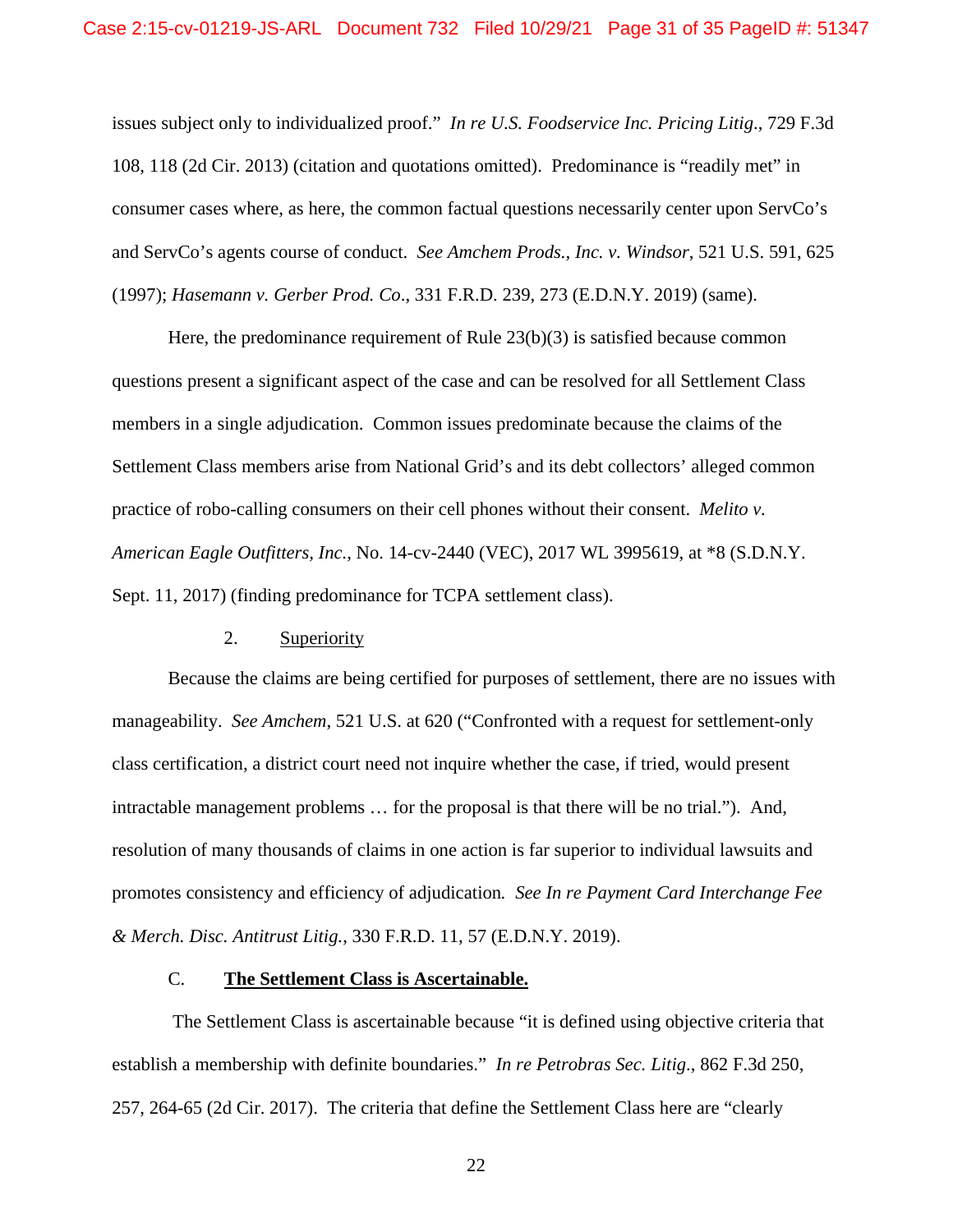issues subject only to individualized proof." *In re U.S. Foodservice Inc. Pricing Litig.*, 729 F.3d 108, 118 (2d Cir. 2013) (citation and quotations omitted). Predominance is "readily met" in consumer cases where, as here, the common factual questions necessarily center upon ServCo's and ServCo's agents course of conduct. *See Amchem Prods., Inc. v. Windsor*, 521 U.S. 591, 625 (1997); *Hasemann v. Gerber Prod. Co*., 331 F.R.D. 239, 273 (E.D.N.Y. 2019) (same).

Here, the predominance requirement of Rule 23(b)(3) is satisfied because common questions present a significant aspect of the case and can be resolved for all Settlement Class members in a single adjudication. Common issues predominate because the claims of the Settlement Class members arise from National Grid's and its debt collectors' alleged common practice of robo-calling consumers on their cell phones without their consent. *Melito v. American Eagle Outfitters, Inc.*, No. 14-cv-2440 (VEC), 2017 WL 3995619, at *8 (S.D.N.Y. Sept. 11, 2017) (finding predominance for TCPA settlement class).

2. <u>Superiority</u>

Because the claims are being certified for purposes of settlement, there are no issues with manageability. *See Amchem*, 521 U.S. at 620 ("Confronted with a request for settlement-only class certification, a district court need not inquire whether the case, if tried, would present intractable management problems … for the proposal is that there will be no trial."). And, resolution of many thousands of claims in one action is far superior to individual lawsuits and promotes consistency and efficiency of adjudication. *See In re Payment Card Interchange Fee & Merch. Disc. Antitrust Litig.*, 330 F.R.D. 11, 57 (E.D.N.Y. 2019).

C. **<u>The Settlement Class is Ascertainable.</u>**

The Settlement Class is ascertainable because "it is defined using objective criteria that establish a membership with definite boundaries." *In re Petrobras Sec. Litig*., 862 F.3d 250, 257, 264-65 (2d Cir. 2017). The criteria that define the Settlement Class here are "clearly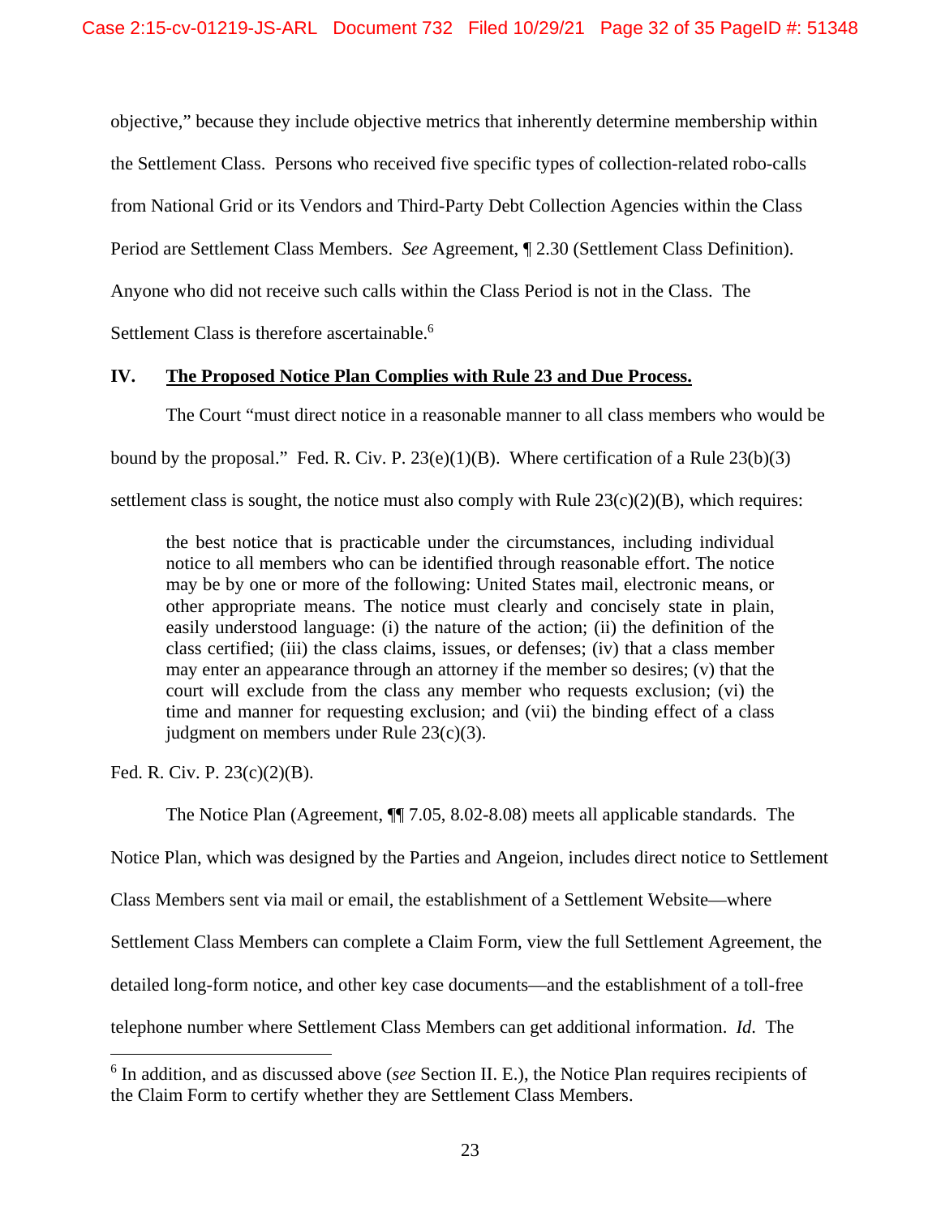objective," because they include objective metrics that inherently determine membership within the Settlement Class. Persons who received five specific types of collection-related robo-calls from National Grid or its Vendors and Third-Party Debt Collection Agencies within the Class Period are Settlement Class Members. *See* Agreement, ¶ 2.30 (Settlement Class Definition). Anyone who did not receive such calls within the Class Period is not in the Class. The Settlement Class is therefore ascertainable.[6]

## IV. <u>The Proposed Notice Plan Complies with Rule 23 and Due Process.</u>

The Court "must direct notice in a reasonable manner to all class members who would be bound by the proposal." Fed. R. Civ. P. 23(e)(1)(B). Where certification of a Rule 23(b)(3) settlement class is sought, the notice must also comply with Rule 23(c)(2)(B), which requires:

> the best notice that is practicable under the circumstances, including individual notice to all members who can be identified through reasonable effort. The notice may be by one or more of the following: United States mail, electronic means, or other appropriate means. The notice must clearly and concisely state in plain, easily understood language: (i) the nature of the action; (ii) the definition of the class certified; (iii) the class claims, issues, or defenses; (iv) that a class member may enter an appearance through an attorney if the member so desires; (v) that the court will exclude from the class any member who requests exclusion; (vi) the time and manner for requesting exclusion; and (vii) the binding effect of a class judgment on members under Rule 23(c)(3).

Fed. R. Civ. P. 23(c)(2)(B).

The Notice Plan (Agreement, ¶¶ 7.05, 8.02-8.08) meets all applicable standards. The Notice Plan, which was designed by the Parties and Angeion, includes direct notice to Settlement Class Members sent via mail or email, the establishment of a Settlement Website—where Settlement Class Members can complete a Claim Form, view the full Settlement Agreement, the detailed long-form notice, and other key case documents—and the establishment of a toll-free telephone number where Settlement Class Members can get additional information. *Id.* The

---

[6] In addition, and as discussed above (*see* Section II. E.), the Notice Plan requires recipients of the Claim Form to certify whether they are Settlement Class Members.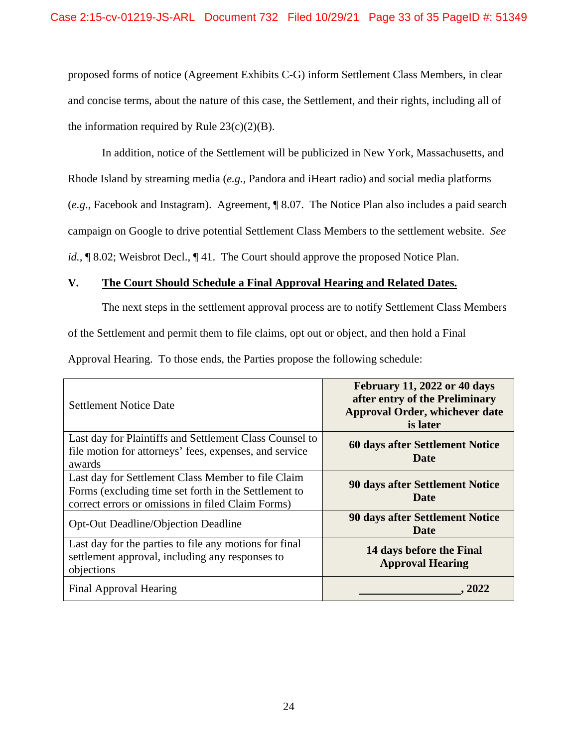proposed forms of notice (Agreement Exhibits C-G) inform Settlement Class Members, in clear and concise terms, about the nature of this case, the Settlement, and their rights, including all of the information required by Rule 23(c)(2)(B).

In addition, notice of the Settlement will be publicized in New York, Massachusetts, and Rhode Island by streaming media (*e.g.*, Pandora and iHeart radio) and social media platforms (*e.g.*, Facebook and Instagram). Agreement, ¶ 8.07. The Notice Plan also includes a paid search campaign on Google to drive potential Settlement Class Members to the settlement website. *See id.*, ¶ 8.02; Weisbrot Decl., ¶ 41. The Court should approve the proposed Notice Plan.

## V. The Court Should Schedule a Final Approval Hearing and Related Dates.

The next steps in the settlement approval process are to notify Settlement Class Members of the Settlement and permit them to file claims, opt out or object, and then hold a Final Approval Hearing. To those ends, the Parties propose the following schedule:

| Event | Date |
|---|---|
| Settlement Notice Date | **February 11, 2022 or 40 days after entry of the Preliminary Approval Order, whichever date is later** |
| Last day for Plaintiffs and Settlement Class Counsel to file motion for attorneys' fees, expenses, and service awards | **60 days after Settlement Notice Date** |
| Last day for Settlement Class Member to file Claim Forms (excluding time set forth in the Settlement to correct errors or omissions in filed Claim Forms) | **90 days after Settlement Notice Date** |
| Opt-Out Deadline/Objection Deadline | **90 days after Settlement Notice Date** |
| Last day for the parties to file any motions for final settlement approval, including any responses to objections | **14 days before the Final Approval Hearing** |
| Final Approval Hearing | **__________________, 2022** |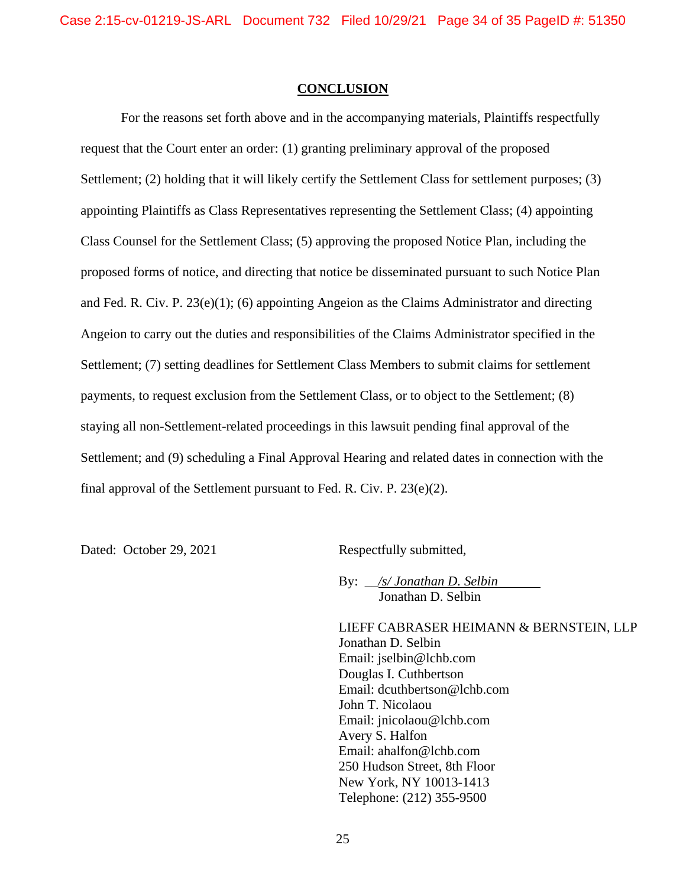## CONCLUSION

For the reasons set forth above and in the accompanying materials, Plaintiffs respectfully request that the Court enter an order: (1) granting preliminary approval of the proposed Settlement; (2) holding that it will likely certify the Settlement Class for settlement purposes; (3) appointing Plaintiffs as Class Representatives representing the Settlement Class; (4) appointing Class Counsel for the Settlement Class; (5) approving the proposed Notice Plan, including the proposed forms of notice, and directing that notice be disseminated pursuant to such Notice Plan and Fed. R. Civ. P. 23(e)(1); (6) appointing Angeion as the Claims Administrator and directing Angeion to carry out the duties and responsibilities of the Claims Administrator specified in the Settlement; (7) setting deadlines for Settlement Class Members to submit claims for settlement payments, to request exclusion from the Settlement Class, or to object to the Settlement; (8) staying all non-Settlement-related proceedings in this lawsuit pending final approval of the Settlement; and (9) scheduling a Final Approval Hearing and related dates in connection with the final approval of the Settlement pursuant to Fed. R. Civ. P. 23(e)(2).

Dated: October 29, 2021

Respectfully submitted,

By: *_/s/ Jonathan D. Selbin_*
Jonathan D. Selbin

LIEFF CABRASER HEIMANN & BERNSTEIN, LLP
Jonathan D. Selbin
Email: jselbin@lchb.com
Douglas I. Cuthbertson
Email: dcuthbertson@lchb.com
John T. Nicolaou
Email: jnicolaou@lchb.com
Avery S. Halfon
Email: ahalfon@lchb.com
250 Hudson Street, 8th Floor
New York, NY 10013-1413
Telephone: (212) 355-9500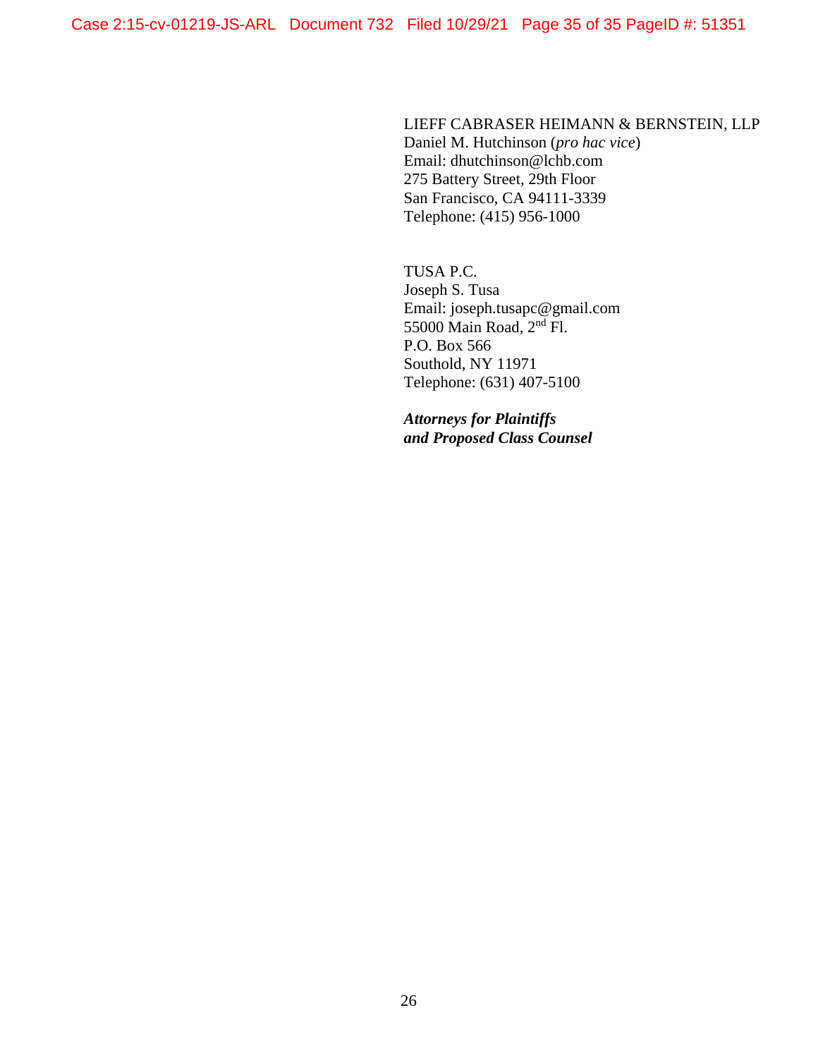LIEFF CABRASER HEIMANN & BERNSTEIN, LLP
Daniel M. Hutchinson (*pro hac vice*)
Email: dhutchinson@lchb.com
275 Battery Street, 29th Floor
San Francisco, CA 94111-3339
Telephone: (415) 956-1000

TUSA P.C.
Joseph S. Tusa
Email: joseph.tusapc@gmail.com
55000 Main Road, 2nd Fl.
P.O. Box 566
Southold, NY 11971
Telephone: (631) 407-5100

***Attorneys for Plaintiffs***
***and Proposed Class Counsel***